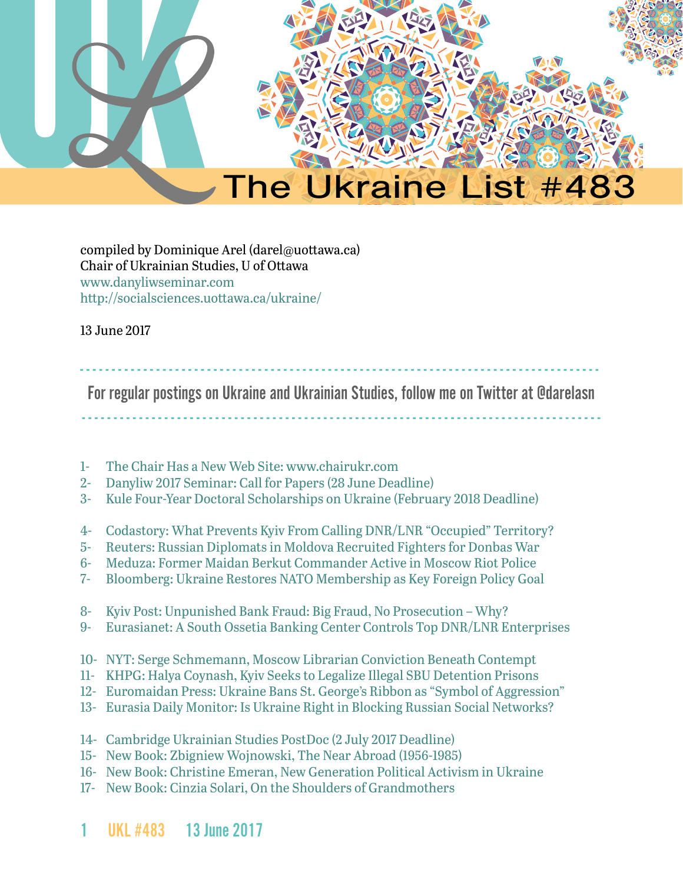# The Ukraine List #483

compiled by Dominique Arel (darel@uottawa.ca)
Chair of Ukrainian Studies, U of Ottawa
www.danyliwseminar.com
http://socialsciences.uottawa.ca/ukraine/

13 June 2017

---

For regular postings on Ukraine and Ukrainian Studies, follow me on Twitter at @darelasn

---

1- The Chair Has a New Web Site: www.chairukr.com
2- Danyliw 2017 Seminar: Call for Papers (28 June Deadline)
3- Kule Four-Year Doctoral Scholarships on Ukraine (February 2018 Deadline)

4- Codastory: What Prevents Kyiv From Calling DNR/LNR "Occupied" Territory?
5- Reuters: Russian Diplomats in Moldova Recruited Fighters for Donbas War
6- Meduza: Former Maidan Berkut Commander Active in Moscow Riot Police
7- Bloomberg: Ukraine Restores NATO Membership as Key Foreign Policy Goal

8- Kyiv Post: Unpunished Bank Fraud: Big Fraud, No Prosecution – Why?
9- Eurasianet: A South Ossetia Banking Center Controls Top DNR/LNR Enterprises

10- NYT: Serge Schmemann, Moscow Librarian Conviction Beneath Contempt
11- KHPG: Halya Coynash, Kyiv Seeks to Legalize Illegal SBU Detention Prisons
12- Euromaidan Press: Ukraine Bans St. George's Ribbon as "Symbol of Aggression"
13- Eurasia Daily Monitor: Is Ukraine Right in Blocking Russian Social Networks?

14- Cambridge Ukrainian Studies PostDoc (2 July 2017 Deadline)
15- New Book: Zbigniew Wojnowski, The Near Abroad (1956-1985)
16- New Book: Christine Emeran, New Generation Political Activism in Ukraine
17- New Book: Cinzia Solari, On the Shoulders of Grandmothers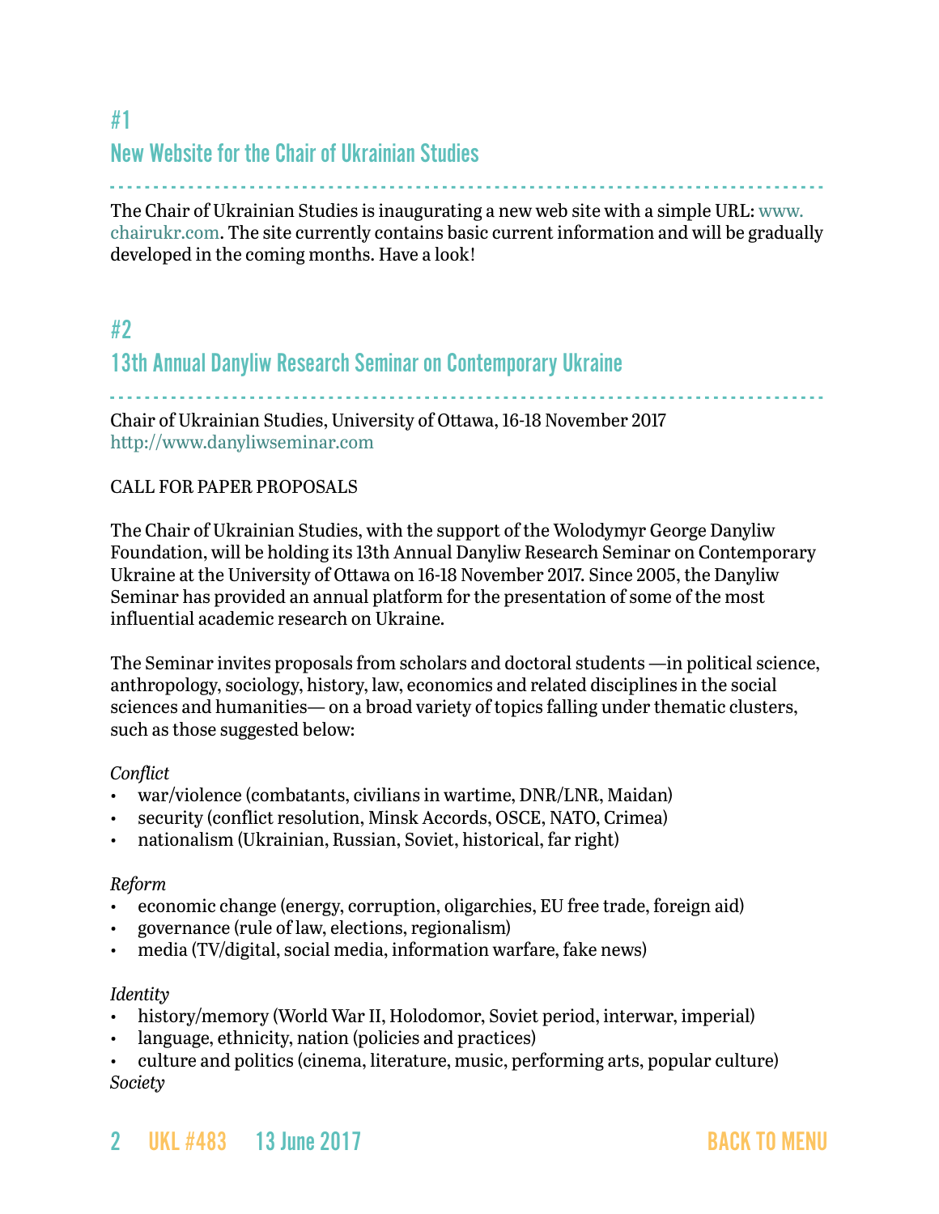## #1

## New Website for the Chair of Ukrainian Studies

The Chair of Ukrainian Studies is inaugurating a new web site with a simple URL: www.chairukr.com. The site currently contains basic current information and will be gradually developed in the coming months. Have a look!

## #2

## 13th Annual Danyliw Research Seminar on Contemporary Ukraine

Chair of Ukrainian Studies, University of Ottawa, 16-18 November 2017
http://www.danyliwseminar.com

CALL FOR PAPER PROPOSALS

The Chair of Ukrainian Studies, with the support of the Wolodymyr George Danyliw Foundation, will be holding its 13th Annual Danyliw Research Seminar on Contemporary Ukraine at the University of Ottawa on 16-18 November 2017. Since 2005, the Danyliw Seminar has provided an annual platform for the presentation of some of the most influential academic research on Ukraine.

The Seminar invites proposals from scholars and doctoral students —in political science, anthropology, sociology, history, law, economics and related disciplines in the social sciences and humanities— on a broad variety of topics falling under thematic clusters, such as those suggested below:

*Conflict*

- war/violence (combatants, civilians in wartime, DNR/LNR, Maidan)
- security (conflict resolution, Minsk Accords, OSCE, NATO, Crimea)
- nationalism (Ukrainian, Russian, Soviet, historical, far right)

*Reform*

- economic change (energy, corruption, oligarchies, EU free trade, foreign aid)
- governance (rule of law, elections, regionalism)
- media (TV/digital, social media, information warfare, fake news)

*Identity*

- history/memory (World War II, Holodomor, Soviet period, interwar, imperial)
- language, ethnicity, nation (policies and practices)
- culture and politics (cinema, literature, music, performing arts, popular culture)

*Society*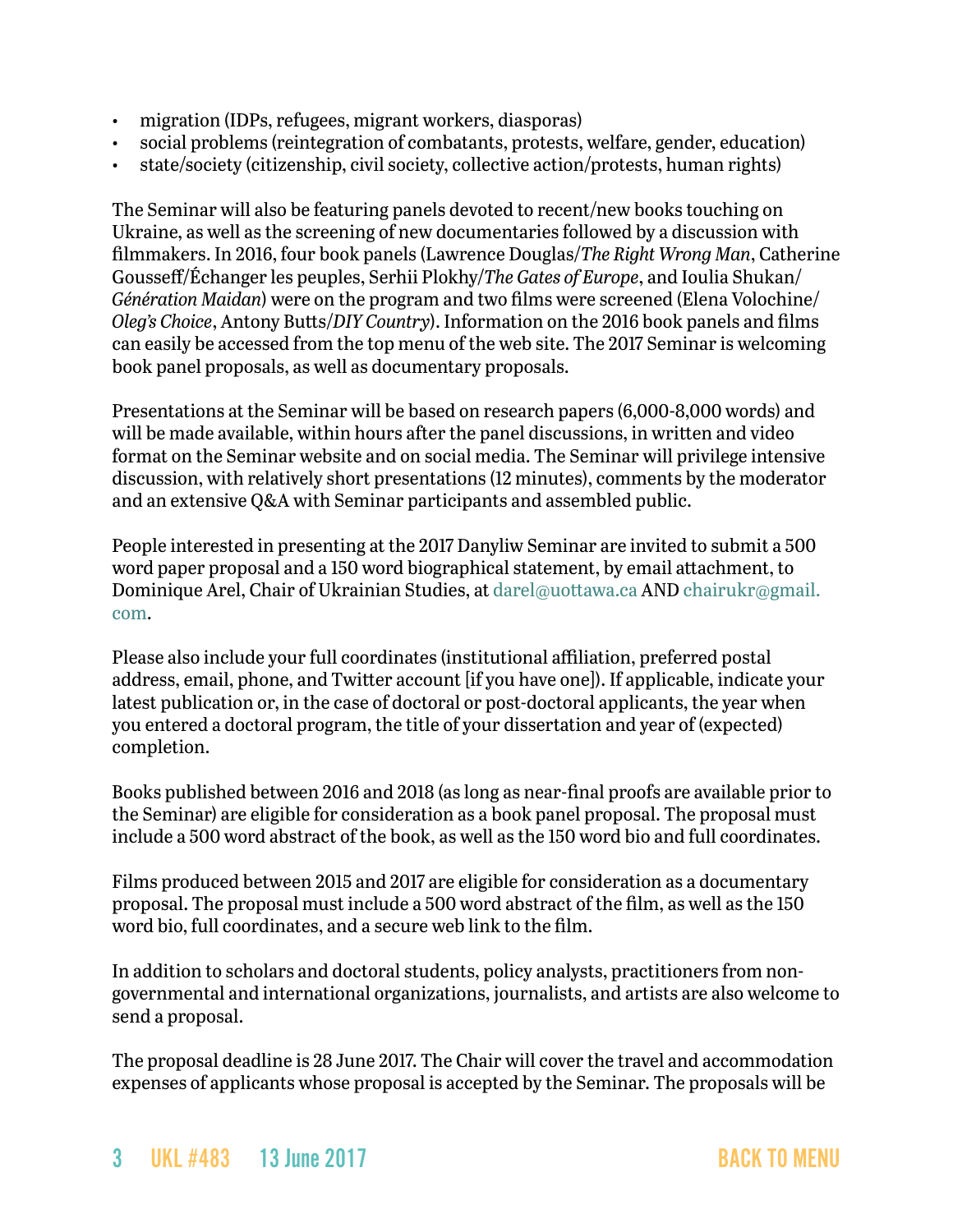- migration (IDPs, refugees, migrant workers, diasporas)
- social problems (reintegration of combatants, protests, welfare, gender, education)
- state/society (citizenship, civil society, collective action/protests, human rights)

The Seminar will also be featuring panels devoted to recent/new books touching on Ukraine, as well as the screening of new documentaries followed by a discussion with filmmakers. In 2016, four book panels (Lawrence Douglas/*The Right Wrong Man*, Catherine Gousseff/Échanger les peuples, Serhii Plokhy/*The Gates of Europe*, and Ioulia Shukan/*Génération Maidan*) were on the program and two films were screened (Elena Volochine/*Oleg's Choice*, Antony Butts/*DIY Country*). Information on the 2016 book panels and films can easily be accessed from the top menu of the web site. The 2017 Seminar is welcoming book panel proposals, as well as documentary proposals.

Presentations at the Seminar will be based on research papers (6,000-8,000 words) and will be made available, within hours after the panel discussions, in written and video format on the Seminar website and on social media. The Seminar will privilege intensive discussion, with relatively short presentations (12 minutes), comments by the moderator and an extensive Q&A with Seminar participants and assembled public.

People interested in presenting at the 2017 Danyliw Seminar are invited to submit a 500 word paper proposal and a 150 word biographical statement, by email attachment, to Dominique Arel, Chair of Ukrainian Studies, at darel@uottawa.ca AND chairukr@gmail.com.

Please also include your full coordinates (institutional affiliation, preferred postal address, email, phone, and Twitter account [if you have one]). If applicable, indicate your latest publication or, in the case of doctoral or post-doctoral applicants, the year when you entered a doctoral program, the title of your dissertation and year of (expected) completion.

Books published between 2016 and 2018 (as long as near-final proofs are available prior to the Seminar) are eligible for consideration as a book panel proposal. The proposal must include a 500 word abstract of the book, as well as the 150 word bio and full coordinates.

Films produced between 2015 and 2017 are eligible for consideration as a documentary proposal. The proposal must include a 500 word abstract of the film, as well as the 150 word bio, full coordinates, and a secure web link to the film.

In addition to scholars and doctoral students, policy analysts, practitioners from non-governmental and international organizations, journalists, and artists are also welcome to send a proposal.

The proposal deadline is 28 June 2017. The Chair will cover the travel and accommodation expenses of applicants whose proposal is accepted by the Seminar. The proposals will be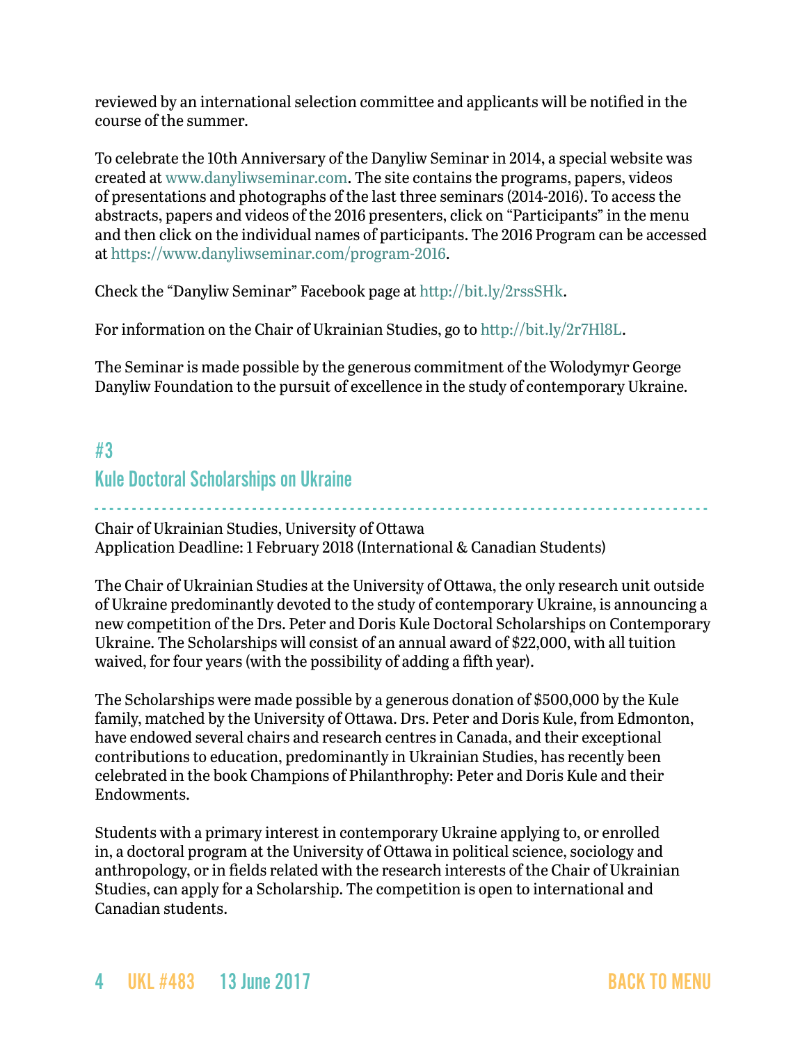reviewed by an international selection committee and applicants will be notified in the course of the summer.

To celebrate the 10th Anniversary of the Danyliw Seminar in 2014, a special website was created at www.danyliwseminar.com. The site contains the programs, papers, videos of presentations and photographs of the last three seminars (2014-2016). To access the abstracts, papers and videos of the 2016 presenters, click on "Participants" in the menu and then click on the individual names of participants. The 2016 Program can be accessed at https://www.danyliwseminar.com/program-2016.

Check the "Danyliw Seminar" Facebook page at http://bit.ly/2rssSHk.

For information on the Chair of Ukrainian Studies, go to http://bit.ly/2r7Hl8L.

The Seminar is made possible by the generous commitment of the Wolodymyr George Danyliw Foundation to the pursuit of excellence in the study of contemporary Ukraine.

## #3
## Kule Doctoral Scholarships on Ukraine

Chair of Ukrainian Studies, University of Ottawa
Application Deadline: 1 February 2018 (International & Canadian Students)

The Chair of Ukrainian Studies at the University of Ottawa, the only research unit outside of Ukraine predominantly devoted to the study of contemporary Ukraine, is announcing a new competition of the Drs. Peter and Doris Kule Doctoral Scholarships on Contemporary Ukraine. The Scholarships will consist of an annual award of $22,000, with all tuition waived, for four years (with the possibility of adding a fifth year).

The Scholarships were made possible by a generous donation of $500,000 by the Kule family, matched by the University of Ottawa. Drs. Peter and Doris Kule, from Edmonton, have endowed several chairs and research centres in Canada, and their exceptional contributions to education, predominantly in Ukrainian Studies, has recently been celebrated in the book Champions of Philanthrophy: Peter and Doris Kule and their Endowments.

Students with a primary interest in contemporary Ukraine applying to, or enrolled in, a doctoral program at the University of Ottawa in political science, sociology and anthropology, or in fields related with the research interests of the Chair of Ukrainian Studies, can apply for a Scholarship. The competition is open to international and Canadian students.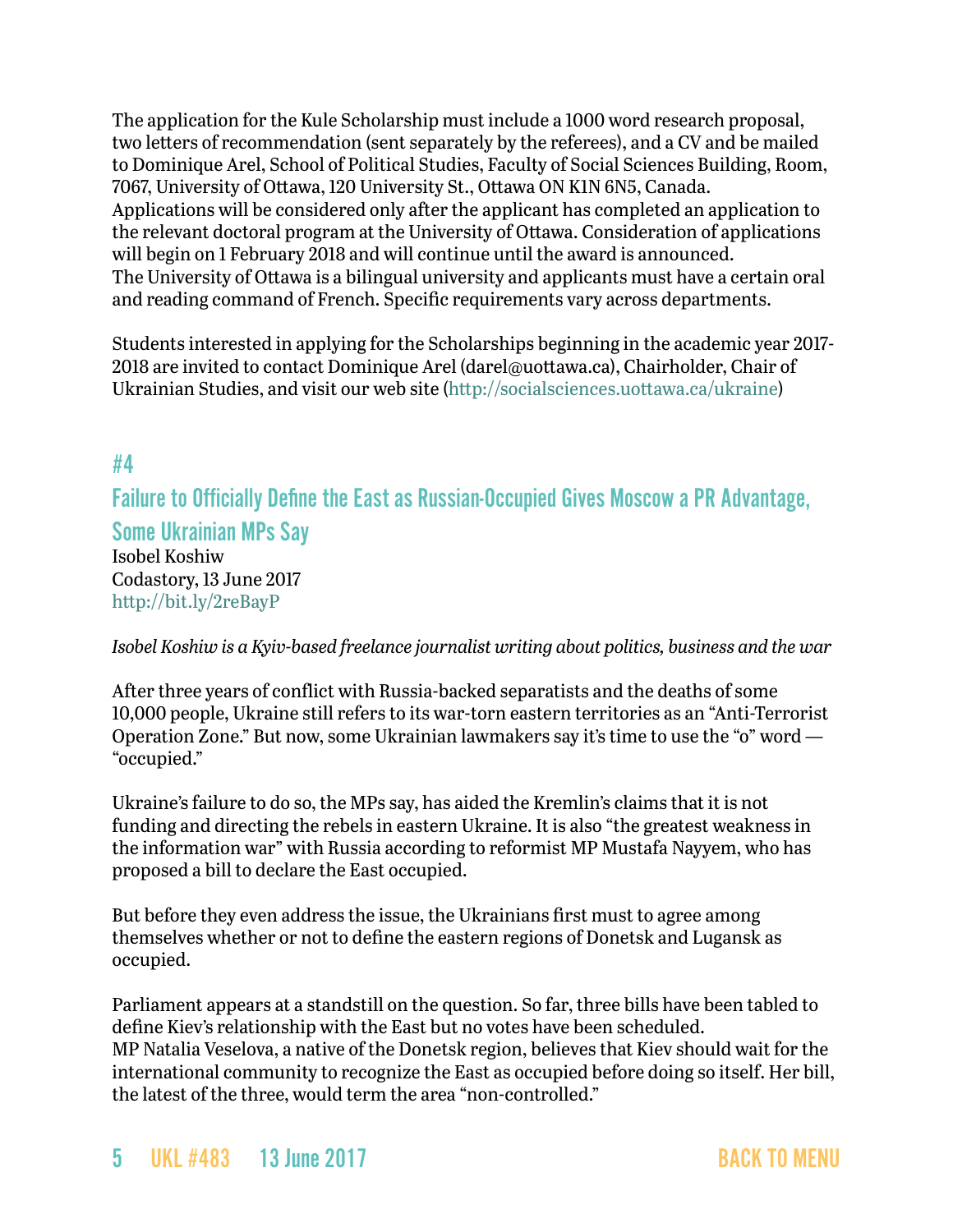The application for the Kule Scholarship must include a 1000 word research proposal, two letters of recommendation (sent separately by the referees), and a CV and be mailed to Dominique Arel, School of Political Studies, Faculty of Social Sciences Building, Room, 7067, University of Ottawa, 120 University St., Ottawa ON K1N 6N5, Canada.
Applications will be considered only after the applicant has completed an application to the relevant doctoral program at the University of Ottawa. Consideration of applications will begin on 1 February 2018 and will continue until the award is announced.
The University of Ottawa is a bilingual university and applicants must have a certain oral and reading command of French. Specific requirements vary across departments.

Students interested in applying for the Scholarships beginning in the academic year 2017-2018 are invited to contact Dominique Arel (darel@uottawa.ca), Chairholder, Chair of Ukrainian Studies, and visit our web site (http://socialsciences.uottawa.ca/ukraine)

## #4

## Failure to Officially Define the East as Russian-Occupied Gives Moscow a PR Advantage, Some Ukrainian MPs Say

Isobel Koshiw
Codastory, 13 June 2017
http://bit.ly/2reBayP

*Isobel Koshiw is a Kyiv-based freelance journalist writing about politics, business and the war*

After three years of conflict with Russia-backed separatists and the deaths of some 10,000 people, Ukraine still refers to its war-torn eastern territories as an "Anti-Terrorist Operation Zone." But now, some Ukrainian lawmakers say it's time to use the "o" word — "occupied."

Ukraine's failure to do so, the MPs say, has aided the Kremlin's claims that it is not funding and directing the rebels in eastern Ukraine. It is also "the greatest weakness in the information war" with Russia according to reformist MP Mustafa Nayyem, who has proposed a bill to declare the East occupied.

But before they even address the issue, the Ukrainians first must to agree among themselves whether or not to define the eastern regions of Donetsk and Lugansk as occupied.

Parliament appears at a standstill on the question. So far, three bills have been tabled to define Kiev's relationship with the East but no votes have been scheduled.
MP Natalia Veselova, a native of the Donetsk region, believes that Kiev should wait for the international community to recognize the East as occupied before doing so itself. Her bill, the latest of the three, would term the area "non-controlled."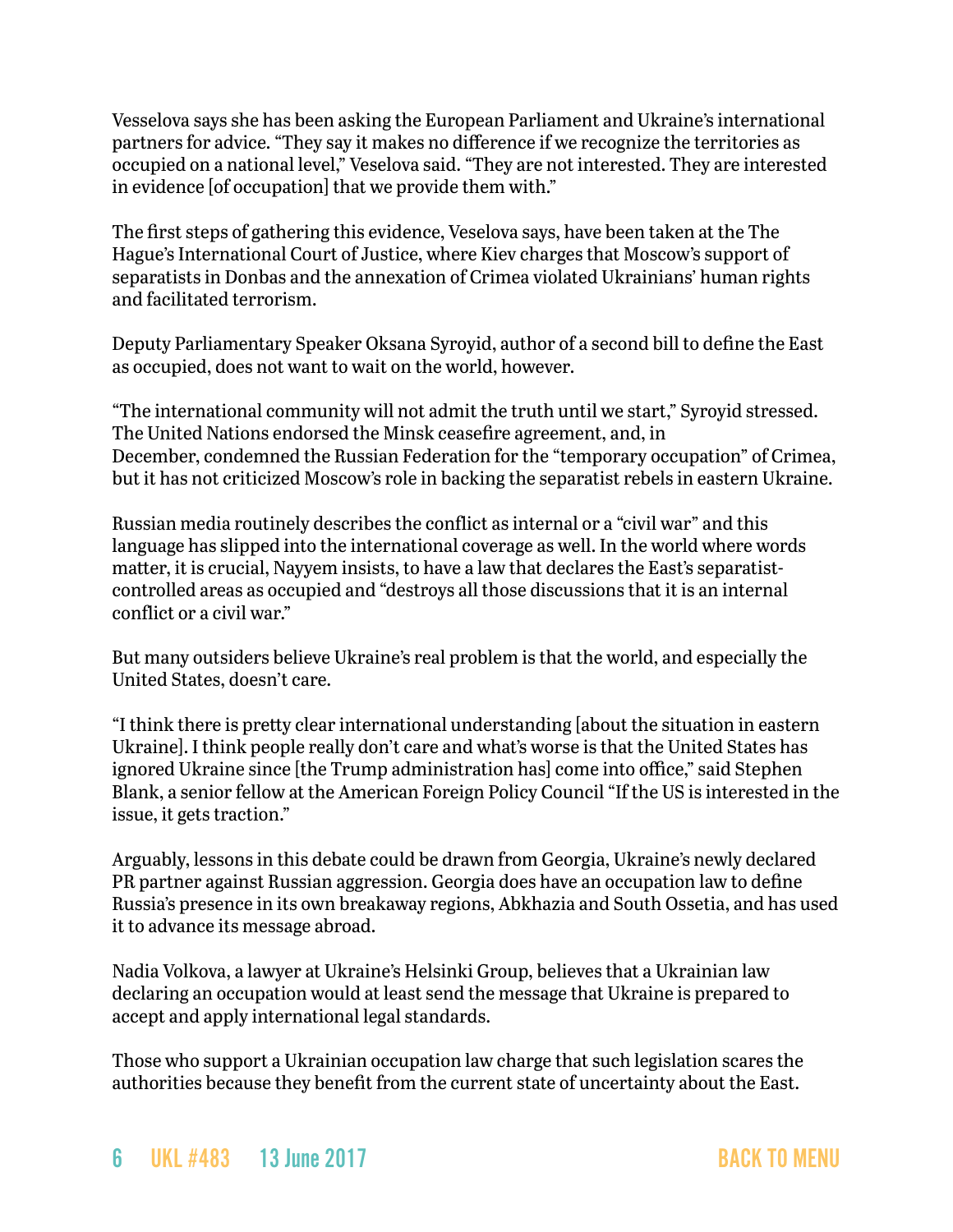Vesselova says she has been asking the European Parliament and Ukraine's international partners for advice. "They say it makes no difference if we recognize the territories as occupied on a national level," Veselova said. "They are not interested. They are interested in evidence [of occupation] that we provide them with."

The first steps of gathering this evidence, Veselova says, have been taken at the The Hague's International Court of Justice, where Kiev charges that Moscow's support of separatists in Donbas and the annexation of Crimea violated Ukrainians' human rights and facilitated terrorism.

Deputy Parliamentary Speaker Oksana Syroyid, author of a second bill to define the East as occupied, does not want to wait on the world, however.

"The international community will not admit the truth until we start," Syroyid stressed. The United Nations endorsed the Minsk ceasefire agreement, and, in December, condemned the Russian Federation for the "temporary occupation" of Crimea, but it has not criticized Moscow's role in backing the separatist rebels in eastern Ukraine.

Russian media routinely describes the conflict as internal or a "civil war" and this language has slipped into the international coverage as well. In the world where words matter, it is crucial, Nayyem insists, to have a law that declares the East's separatist-controlled areas as occupied and "destroys all those discussions that it is an internal conflict or a civil war."

But many outsiders believe Ukraine's real problem is that the world, and especially the United States, doesn't care.

"I think there is pretty clear international understanding [about the situation in eastern Ukraine]. I think people really don't care and what's worse is that the United States has ignored Ukraine since [the Trump administration has] come into office," said Stephen Blank, a senior fellow at the American Foreign Policy Council "If the US is interested in the issue, it gets traction."

Arguably, lessons in this debate could be drawn from Georgia, Ukraine's newly declared PR partner against Russian aggression. Georgia does have an occupation law to define Russia's presence in its own breakaway regions, Abkhazia and South Ossetia, and has used it to advance its message abroad.

Nadia Volkova, a lawyer at Ukraine's Helsinki Group, believes that a Ukrainian law declaring an occupation would at least send the message that Ukraine is prepared to accept and apply international legal standards.

Those who support a Ukrainian occupation law charge that such legislation scares the authorities because they benefit from the current state of uncertainty about the East.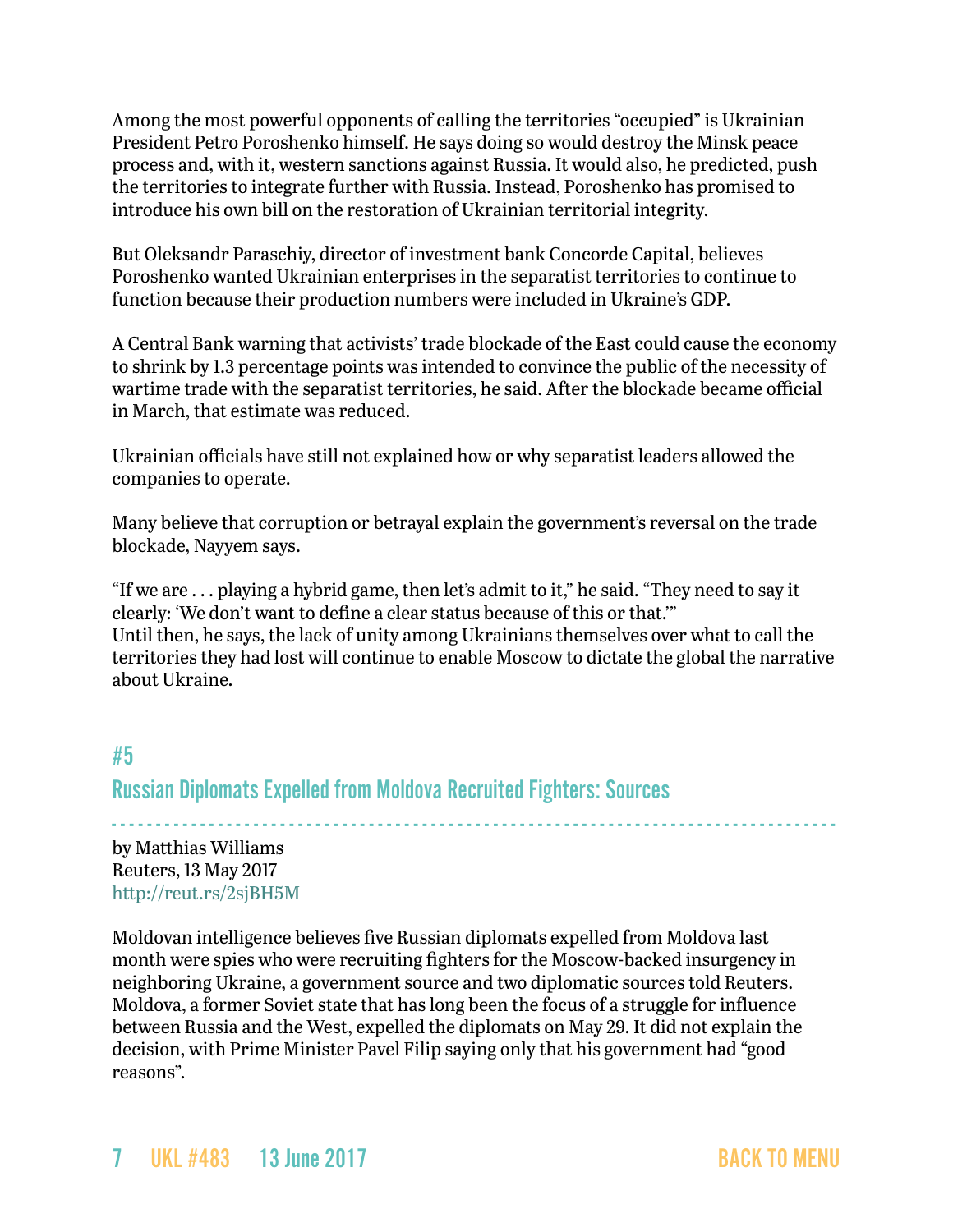Among the most powerful opponents of calling the territories "occupied" is Ukrainian President Petro Poroshenko himself. He says doing so would destroy the Minsk peace process and, with it, western sanctions against Russia. It would also, he predicted, push the territories to integrate further with Russia. Instead, Poroshenko has promised to introduce his own bill on the restoration of Ukrainian territorial integrity.

But Oleksandr Paraschiy, director of investment bank Concorde Capital, believes Poroshenko wanted Ukrainian enterprises in the separatist territories to continue to function because their production numbers were included in Ukraine's GDP.

A Central Bank warning that activists' trade blockade of the East could cause the economy to shrink by 1.3 percentage points was intended to convince the public of the necessity of wartime trade with the separatist territories, he said. After the blockade became official in March, that estimate was reduced.

Ukrainian officials have still not explained how or why separatist leaders allowed the companies to operate.

Many believe that corruption or betrayal explain the government's reversal on the trade blockade, Nayyem says.

"If we are . . . playing a hybrid game, then let's admit to it," he said. "They need to say it clearly: 'We don't want to define a clear status because of this or that.'"
Until then, he says, the lack of unity among Ukrainians themselves over what to call the territories they had lost will continue to enable Moscow to dictate the global the narrative about Ukraine.

## #5
## Russian Diplomats Expelled from Moldova Recruited Fighters: Sources

by Matthias Williams
Reuters, 13 May 2017
http://reut.rs/2sjBH5M

Moldovan intelligence believes five Russian diplomats expelled from Moldova last month were spies who were recruiting fighters for the Moscow-backed insurgency in neighboring Ukraine, a government source and two diplomatic sources told Reuters.
Moldova, a former Soviet state that has long been the focus of a struggle for influence between Russia and the West, expelled the diplomats on May 29. It did not explain the decision, with Prime Minister Pavel Filip saying only that his government had "good reasons".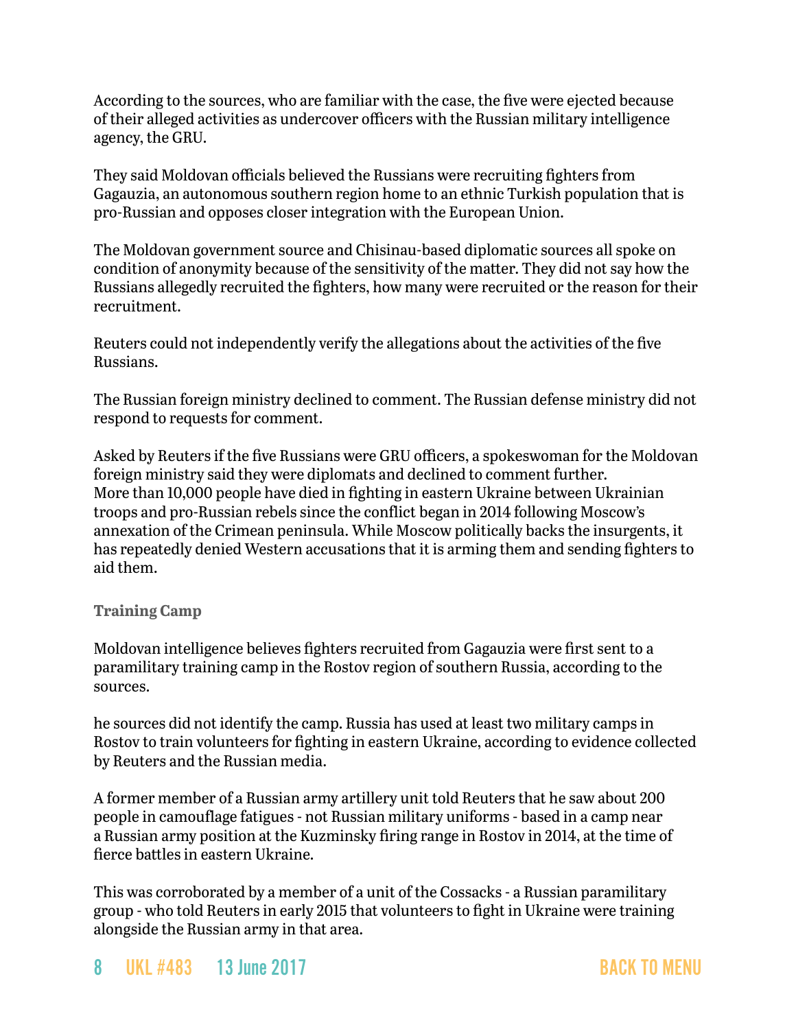According to the sources, who are familiar with the case, the five were ejected because of their alleged activities as undercover officers with the Russian military intelligence agency, the GRU.

They said Moldovan officials believed the Russians were recruiting fighters from Gagauzia, an autonomous southern region home to an ethnic Turkish population that is pro-Russian and opposes closer integration with the European Union.

The Moldovan government source and Chisinau-based diplomatic sources all spoke on condition of anonymity because of the sensitivity of the matter. They did not say how the Russians allegedly recruited the fighters, how many were recruited or the reason for their recruitment.

Reuters could not independently verify the allegations about the activities of the five Russians.

The Russian foreign ministry declined to comment. The Russian defense ministry did not respond to requests for comment.

Asked by Reuters if the five Russians were GRU officers, a spokeswoman for the Moldovan foreign ministry said they were diplomats and declined to comment further.
More than 10,000 people have died in fighting in eastern Ukraine between Ukrainian troops and pro-Russian rebels since the conflict began in 2014 following Moscow's annexation of the Crimean peninsula. While Moscow politically backs the insurgents, it has repeatedly denied Western accusations that it is arming them and sending fighters to aid them.

### Training Camp

Moldovan intelligence believes fighters recruited from Gagauzia were first sent to a paramilitary training camp in the Rostov region of southern Russia, according to the sources.

he sources did not identify the camp. Russia has used at least two military camps in Rostov to train volunteers for fighting in eastern Ukraine, according to evidence collected by Reuters and the Russian media.

A former member of a Russian army artillery unit told Reuters that he saw about 200 people in camouflage fatigues - not Russian military uniforms - based in a camp near a Russian army position at the Kuzminsky firing range in Rostov in 2014, at the time of fierce battles in eastern Ukraine.

This was corroborated by a member of a unit of the Cossacks - a Russian paramilitary group - who told Reuters in early 2015 that volunteers to fight in Ukraine were training alongside the Russian army in that area.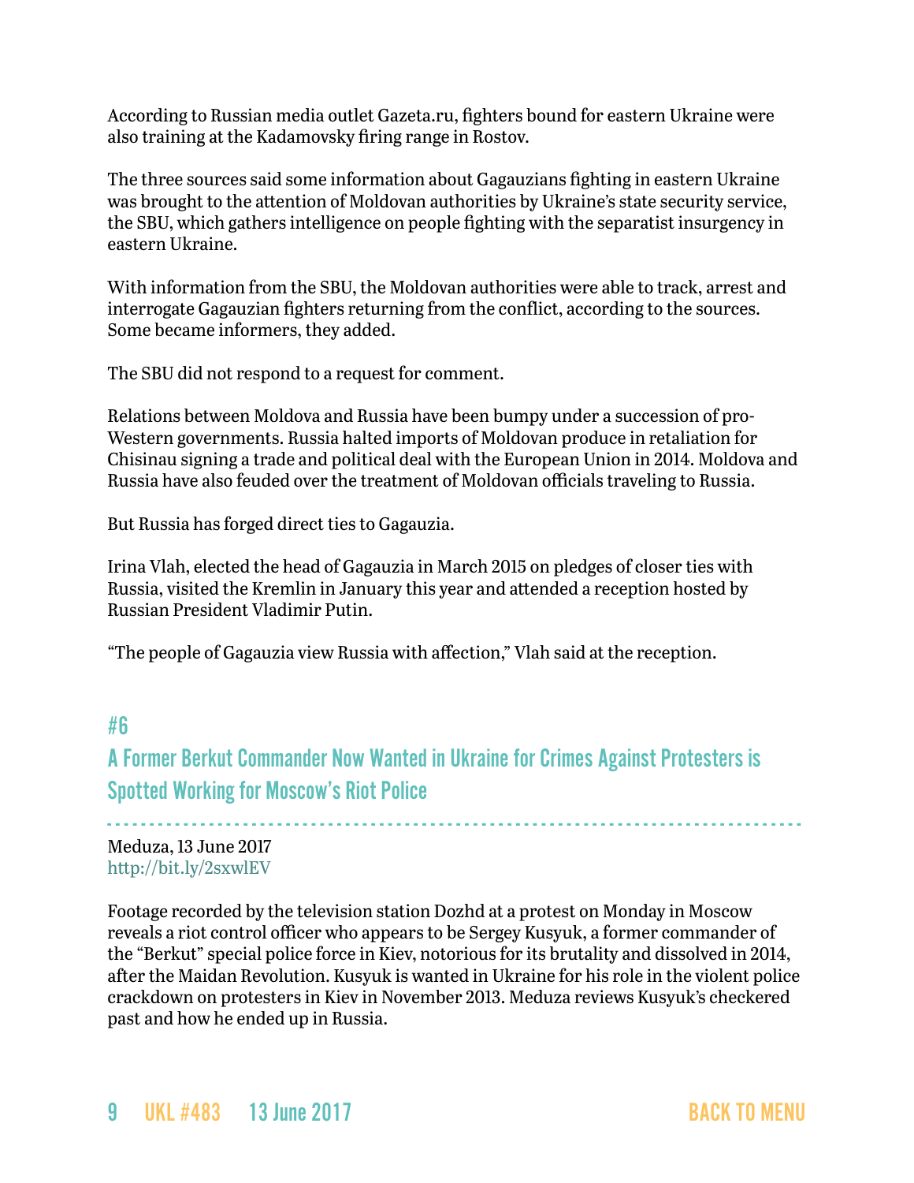According to Russian media outlet Gazeta.ru, fighters bound for eastern Ukraine were also training at the Kadamovsky firing range in Rostov.

The three sources said some information about Gagauzians fighting in eastern Ukraine was brought to the attention of Moldovan authorities by Ukraine's state security service, the SBU, which gathers intelligence on people fighting with the separatist insurgency in eastern Ukraine.

With information from the SBU, the Moldovan authorities were able to track, arrest and interrogate Gagauzian fighters returning from the conflict, according to the sources. Some became informers, they added.

The SBU did not respond to a request for comment.

Relations between Moldova and Russia have been bumpy under a succession of pro-Western governments. Russia halted imports of Moldovan produce in retaliation for Chisinau signing a trade and political deal with the European Union in 2014. Moldova and Russia have also feuded over the treatment of Moldovan officials traveling to Russia.

But Russia has forged direct ties to Gagauzia.

Irina Vlah, elected the head of Gagauzia in March 2015 on pledges of closer ties with Russia, visited the Kremlin in January this year and attended a reception hosted by Russian President Vladimir Putin.

"The people of Gagauzia view Russia with affection," Vlah said at the reception.

## #6

## A Former Berkut Commander Now Wanted in Ukraine for Crimes Against Protesters is Spotted Working for Moscow's Riot Police

Meduza, 13 June 2017
http://bit.ly/2sxwlEV

Footage recorded by the television station Dozhd at a protest on Monday in Moscow reveals a riot control officer who appears to be Sergey Kusyuk, a former commander of the "Berkut" special police force in Kiev, notorious for its brutality and dissolved in 2014, after the Maidan Revolution. Kusyuk is wanted in Ukraine for his role in the violent police crackdown on protesters in Kiev in November 2013. Meduza reviews Kusyuk's checkered past and how he ended up in Russia.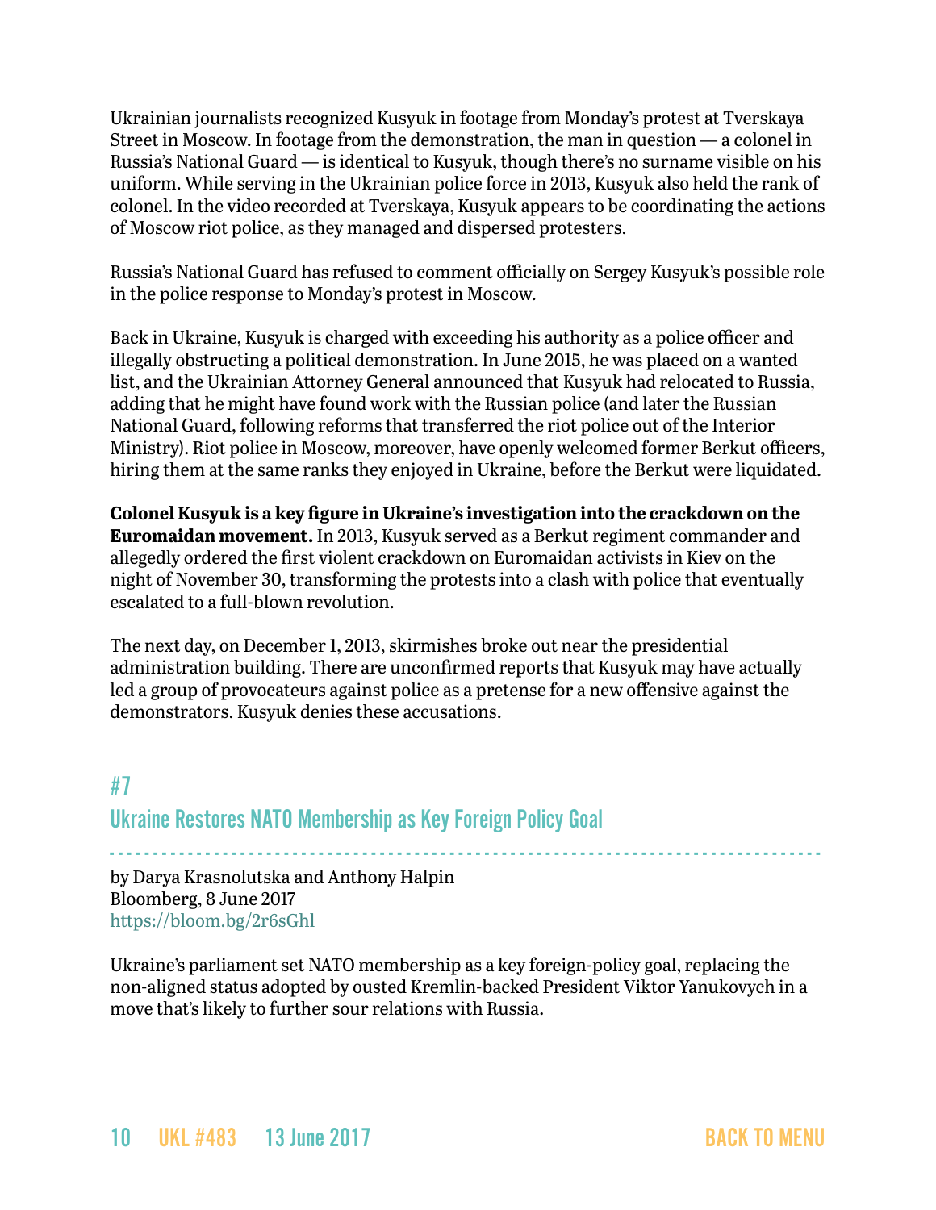Ukrainian journalists recognized Kusyuk in footage from Monday's protest at Tverskaya Street in Moscow. In footage from the demonstration, the man in question — a colonel in Russia's National Guard — is identical to Kusyuk, though there's no surname visible on his uniform. While serving in the Ukrainian police force in 2013, Kusyuk also held the rank of colonel. In the video recorded at Tverskaya, Kusyuk appears to be coordinating the actions of Moscow riot police, as they managed and dispersed protesters.

Russia's National Guard has refused to comment officially on Sergey Kusyuk's possible role in the police response to Monday's protest in Moscow.

Back in Ukraine, Kusyuk is charged with exceeding his authority as a police officer and illegally obstructing a political demonstration. In June 2015, he was placed on a wanted list, and the Ukrainian Attorney General announced that Kusyuk had relocated to Russia, adding that he might have found work with the Russian police (and later the Russian National Guard, following reforms that transferred the riot police out of the Interior Ministry). Riot police in Moscow, moreover, have openly welcomed former Berkut officers, hiring them at the same ranks they enjoyed in Ukraine, before the Berkut were liquidated.

**Colonel Kusyuk is a key figure in Ukraine's investigation into the crackdown on the Euromaidan movement.** In 2013, Kusyuk served as a Berkut regiment commander and allegedly ordered the first violent crackdown on Euromaidan activists in Kiev on the night of November 30, transforming the protests into a clash with police that eventually escalated to a full-blown revolution.

The next day, on December 1, 2013, skirmishes broke out near the presidential administration building. There are unconfirmed reports that Kusyuk may have actually led a group of provocateurs against police as a pretense for a new offensive against the demonstrators. Kusyuk denies these accusations.

## #7
## Ukraine Restores NATO Membership as Key Foreign Policy Goal

by Darya Krasnolutska and Anthony Halpin
Bloomberg, 8 June 2017
https://bloom.bg/2r6sGhl

Ukraine's parliament set NATO membership as a key foreign-policy goal, replacing the non-aligned status adopted by ousted Kremlin-backed President Viktor Yanukovych in a move that's likely to further sour relations with Russia.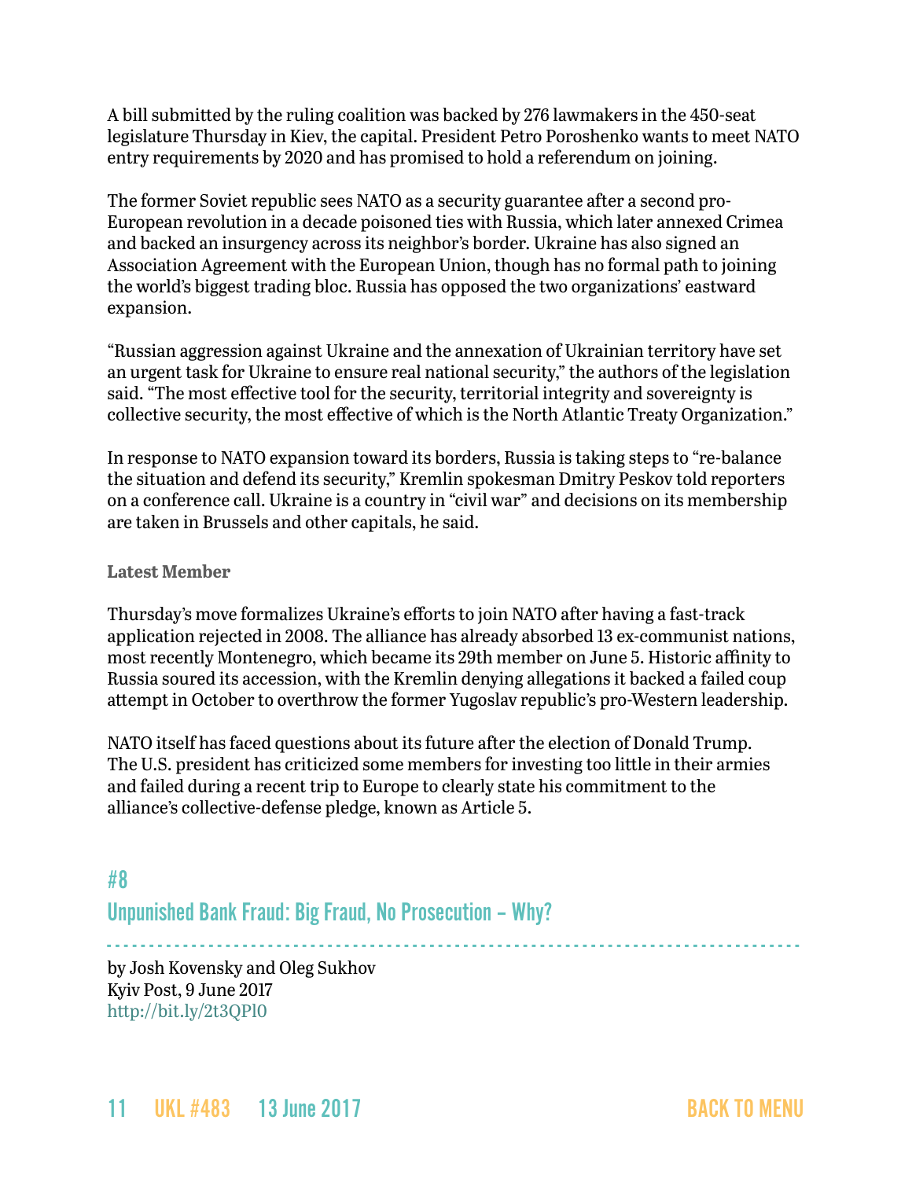A bill submitted by the ruling coalition was backed by 276 lawmakers in the 450-seat legislature Thursday in Kiev, the capital. President Petro Poroshenko wants to meet NATO entry requirements by 2020 and has promised to hold a referendum on joining.

The former Soviet republic sees NATO as a security guarantee after a second pro-European revolution in a decade poisoned ties with Russia, which later annexed Crimea and backed an insurgency across its neighbor's border. Ukraine has also signed an Association Agreement with the European Union, though has no formal path to joining the world's biggest trading bloc. Russia has opposed the two organizations' eastward expansion.

"Russian aggression against Ukraine and the annexation of Ukrainian territory have set an urgent task for Ukraine to ensure real national security," the authors of the legislation said. "The most effective tool for the security, territorial integrity and sovereignty is collective security, the most effective of which is the North Atlantic Treaty Organization."

In response to NATO expansion toward its borders, Russia is taking steps to "re-balance the situation and defend its security," Kremlin spokesman Dmitry Peskov told reporters on a conference call. Ukraine is a country in "civil war" and decisions on its membership are taken in Brussels and other capitals, he said.

**Latest Member**

Thursday's move formalizes Ukraine's efforts to join NATO after having a fast-track application rejected in 2008. The alliance has already absorbed 13 ex-communist nations, most recently Montenegro, which became its 29th member on June 5. Historic affinity to Russia soured its accession, with the Kremlin denying allegations it backed a failed coup attempt in October to overthrow the former Yugoslav republic's pro-Western leadership.

NATO itself has faced questions about its future after the election of Donald Trump. The U.S. president has criticized some members for investing too little in their armies and failed during a recent trip to Europe to clearly state his commitment to the alliance's collective-defense pledge, known as Article 5.

## #8
## Unpunished Bank Fraud: Big Fraud, No Prosecution – Why?

by Josh Kovensky and Oleg Sukhov
Kyiv Post, 9 June 2017
http://bit.ly/2t3QPl0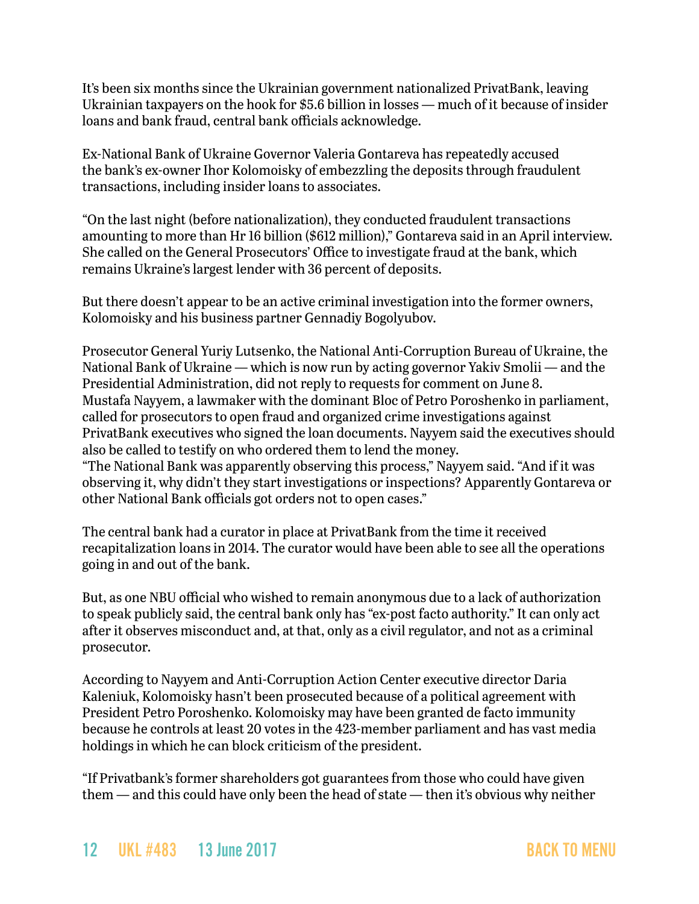It's been six months since the Ukrainian government nationalized PrivatBank, leaving Ukrainian taxpayers on the hook for $5.6 billion in losses — much of it because of insider loans and bank fraud, central bank officials acknowledge.

Ex-National Bank of Ukraine Governor Valeria Gontareva has repeatedly accused the bank's ex-owner Ihor Kolomoisky of embezzling the deposits through fraudulent transactions, including insider loans to associates.

"On the last night (before nationalization), they conducted fraudulent transactions amounting to more than Hr 16 billion ($612 million)," Gontareva said in an April interview. She called on the General Prosecutors' Office to investigate fraud at the bank, which remains Ukraine's largest lender with 36 percent of deposits.

But there doesn't appear to be an active criminal investigation into the former owners, Kolomoisky and his business partner Gennadiy Bogolyubov.

Prosecutor General Yuriy Lutsenko, the National Anti-Corruption Bureau of Ukraine, the National Bank of Ukraine — which is now run by acting governor Yakiv Smolii — and the Presidential Administration, did not reply to requests for comment on June 8.

Mustafa Nayyem, a lawmaker with the dominant Bloc of Petro Poroshenko in parliament, called for prosecutors to open fraud and organized crime investigations against PrivatBank executives who signed the loan documents. Nayyem said the executives should also be called to testify on who ordered them to lend the money.

"The National Bank was apparently observing this process," Nayyem said. "And if it was observing it, why didn't they start investigations or inspections? Apparently Gontareva or other National Bank officials got orders not to open cases."

The central bank had a curator in place at PrivatBank from the time it received recapitalization loans in 2014. The curator would have been able to see all the operations going in and out of the bank.

But, as one NBU official who wished to remain anonymous due to a lack of authorization to speak publicly said, the central bank only has "ex-post facto authority." It can only act after it observes misconduct and, at that, only as a civil regulator, and not as a criminal prosecutor.

According to Nayyem and Anti-Corruption Action Center executive director Daria Kaleniuk, Kolomoisky hasn't been prosecuted because of a political agreement with President Petro Poroshenko. Kolomoisky may have been granted de facto immunity because he controls at least 20 votes in the 423-member parliament and has vast media holdings in which he can block criticism of the president.

"If Privatbank's former shareholders got guarantees from those who could have given them — and this could have only been the head of state — then it's obvious why neither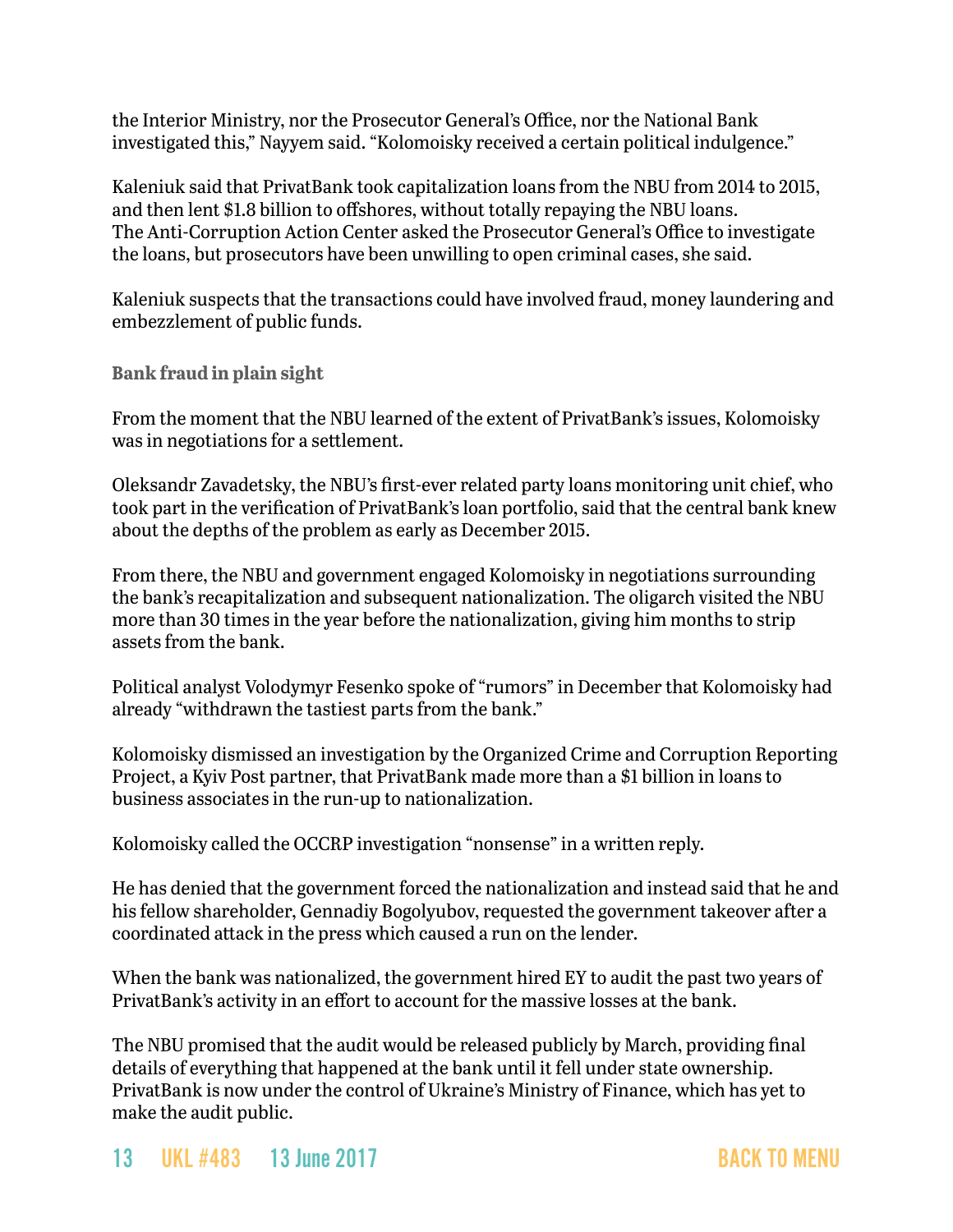the Interior Ministry, nor the Prosecutor General's Office, nor the National Bank investigated this," Nayyem said. "Kolomoisky received a certain political indulgence."

Kaleniuk said that PrivatBank took capitalization loans from the NBU from 2014 to 2015, and then lent $1.8 billion to offshores, without totally repaying the NBU loans. The Anti-Corruption Action Center asked the Prosecutor General's Office to investigate the loans, but prosecutors have been unwilling to open criminal cases, she said.

Kaleniuk suspects that the transactions could have involved fraud, money laundering and embezzlement of public funds.

### Bank fraud in plain sight

From the moment that the NBU learned of the extent of PrivatBank's issues, Kolomoisky was in negotiations for a settlement.

Oleksandr Zavadetsky, the NBU's first-ever related party loans monitoring unit chief, who took part in the verification of PrivatBank's loan portfolio, said that the central bank knew about the depths of the problem as early as December 2015.

From there, the NBU and government engaged Kolomoisky in negotiations surrounding the bank's recapitalization and subsequent nationalization. The oligarch visited the NBU more than 30 times in the year before the nationalization, giving him months to strip assets from the bank.

Political analyst Volodymyr Fesenko spoke of "rumors" in December that Kolomoisky had already "withdrawn the tastiest parts from the bank."

Kolomoisky dismissed an investigation by the Organized Crime and Corruption Reporting Project, a Kyiv Post partner, that PrivatBank made more than a $1 billion in loans to business associates in the run-up to nationalization.

Kolomoisky called the OCCRP investigation "nonsense" in a written reply.

He has denied that the government forced the nationalization and instead said that he and his fellow shareholder, Gennadiy Bogolyubov, requested the government takeover after a coordinated attack in the press which caused a run on the lender.

When the bank was nationalized, the government hired EY to audit the past two years of PrivatBank's activity in an effort to account for the massive losses at the bank.

The NBU promised that the audit would be released publicly by March, providing final details of everything that happened at the bank until it fell under state ownership. PrivatBank is now under the control of Ukraine's Ministry of Finance, which has yet to make the audit public.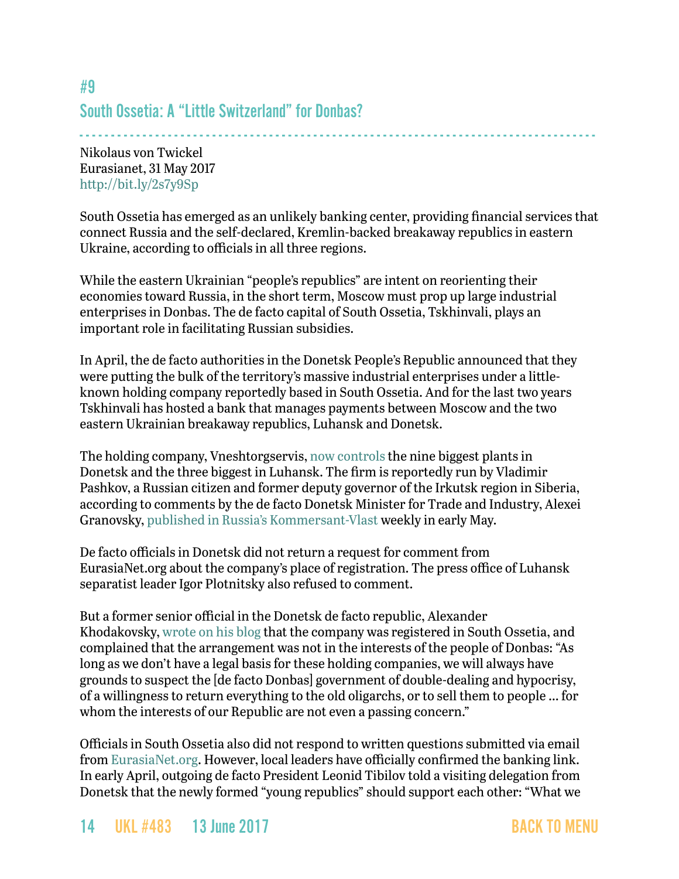## #9

## South Ossetia: A "Little Switzerland" for Donbas?

Nikolaus von Twickel
Eurasianet, 31 May 2017
http://bit.ly/2s7y9Sp

South Ossetia has emerged as an unlikely banking center, providing financial services that connect Russia and the self-declared, Kremlin-backed breakaway republics in eastern Ukraine, according to officials in all three regions.

While the eastern Ukrainian "people's republics" are intent on reorienting their economies toward Russia, in the short term, Moscow must prop up large industrial enterprises in Donbas. The de facto capital of South Ossetia, Tskhinvali, plays an important role in facilitating Russian subsidies.

In April, the de facto authorities in the Donetsk People's Republic announced that they were putting the bulk of the territory's massive industrial enterprises under a little-known holding company reportedly based in South Ossetia. And for the last two years Tskhinvali has hosted a bank that manages payments between Moscow and the two eastern Ukrainian breakaway republics, Luhansk and Donetsk.

The holding company, Vneshtorgservis, now controls the nine biggest plants in Donetsk and the three biggest in Luhansk. The firm is reportedly run by Vladimir Pashkov, a Russian citizen and former deputy governor of the Irkutsk region in Siberia, according to comments by the de facto Donetsk Minister for Trade and Industry, Alexei Granovsky, published in Russia's Kommersant-Vlast weekly in early May.

De facto officials in Donetsk did not return a request for comment from EurasiaNet.org about the company's place of registration. The press office of Luhansk separatist leader Igor Plotnitsky also refused to comment.

But a former senior official in the Donetsk de facto republic, Alexander Khodakovsky, wrote on his blog that the company was registered in South Ossetia, and complained that the arrangement was not in the interests of the people of Donbas: "As long as we don't have a legal basis for these holding companies, we will always have grounds to suspect the [de facto Donbas] government of double-dealing and hypocrisy, of a willingness to return everything to the old oligarchs, or to sell them to people ... for whom the interests of our Republic are not even a passing concern."

Officials in South Ossetia also did not respond to written questions submitted via email from EurasiaNet.org. However, local leaders have officially confirmed the banking link. In early April, outgoing de facto President Leonid Tibilov told a visiting delegation from Donetsk that the newly formed "young republics" should support each other: "What we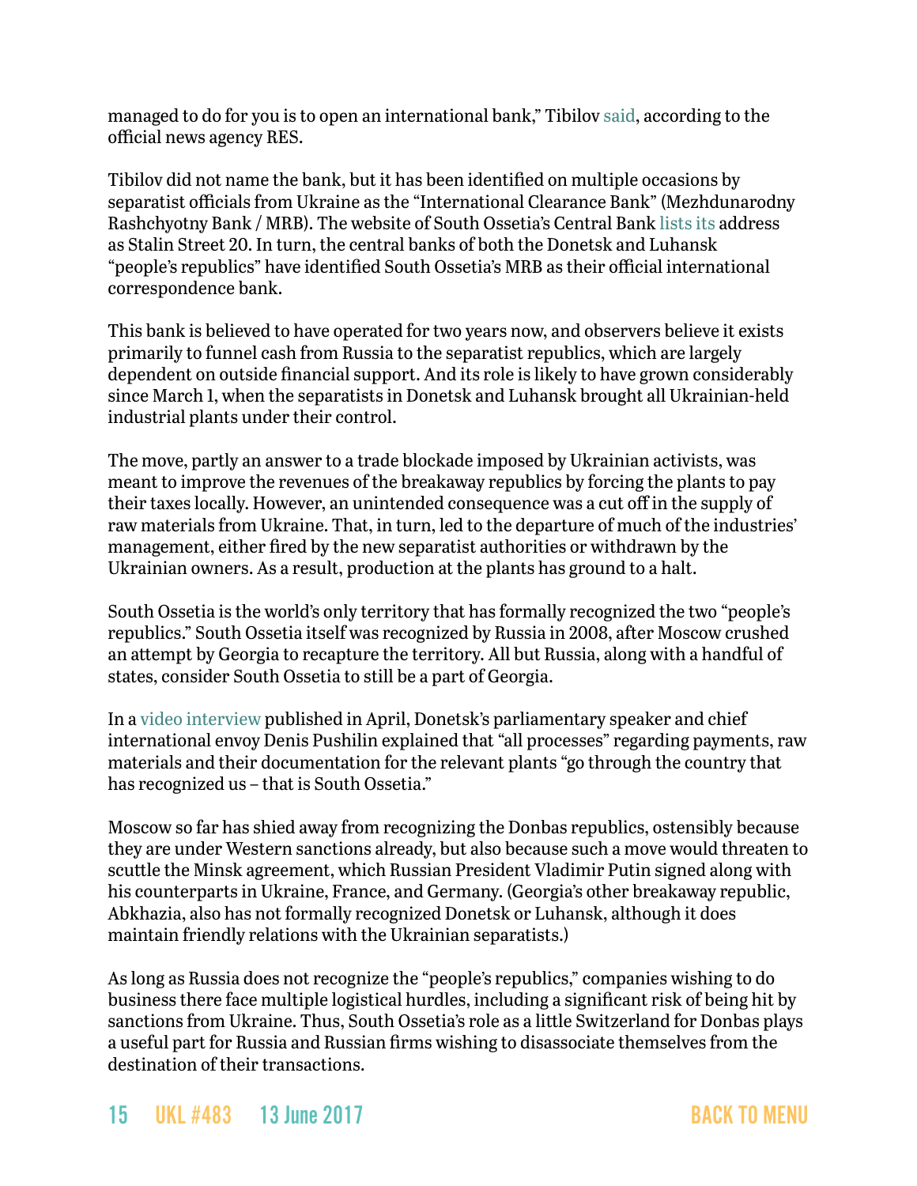managed to do for you is to open an international bank," Tibilov said, according to the official news agency RES.

Tibilov did not name the bank, but it has been identified on multiple occasions by separatist officials from Ukraine as the "International Clearance Bank" (Mezhdunarodny Rashchyotny Bank / MRB). The website of South Ossetia's Central Bank lists its address as Stalin Street 20. In turn, the central banks of both the Donetsk and Luhansk "people's republics" have identified South Ossetia's MRB as their official international correspondence bank.

This bank is believed to have operated for two years now, and observers believe it exists primarily to funnel cash from Russia to the separatist republics, which are largely dependent on outside financial support. And its role is likely to have grown considerably since March 1, when the separatists in Donetsk and Luhansk brought all Ukrainian-held industrial plants under their control.

The move, partly an answer to a trade blockade imposed by Ukrainian activists, was meant to improve the revenues of the breakaway republics by forcing the plants to pay their taxes locally. However, an unintended consequence was a cut off in the supply of raw materials from Ukraine. That, in turn, led to the departure of much of the industries' management, either fired by the new separatist authorities or withdrawn by the Ukrainian owners. As a result, production at the plants has ground to a halt.

South Ossetia is the world's only territory that has formally recognized the two "people's republics." South Ossetia itself was recognized by Russia in 2008, after Moscow crushed an attempt by Georgia to recapture the territory. All but Russia, along with a handful of states, consider South Ossetia to still be a part of Georgia.

In a video interview published in April, Donetsk's parliamentary speaker and chief international envoy Denis Pushilin explained that "all processes" regarding payments, raw materials and their documentation for the relevant plants "go through the country that has recognized us – that is South Ossetia."

Moscow so far has shied away from recognizing the Donbas republics, ostensibly because they are under Western sanctions already, but also because such a move would threaten to scuttle the Minsk agreement, which Russian President Vladimir Putin signed along with his counterparts in Ukraine, France, and Germany. (Georgia's other breakaway republic, Abkhazia, also has not formally recognized Donetsk or Luhansk, although it does maintain friendly relations with the Ukrainian separatists.)

As long as Russia does not recognize the "people's republics," companies wishing to do business there face multiple logistical hurdles, including a significant risk of being hit by sanctions from Ukraine. Thus, South Ossetia's role as a little Switzerland for Donbas plays a useful part for Russia and Russian firms wishing to disassociate themselves from the destination of their transactions.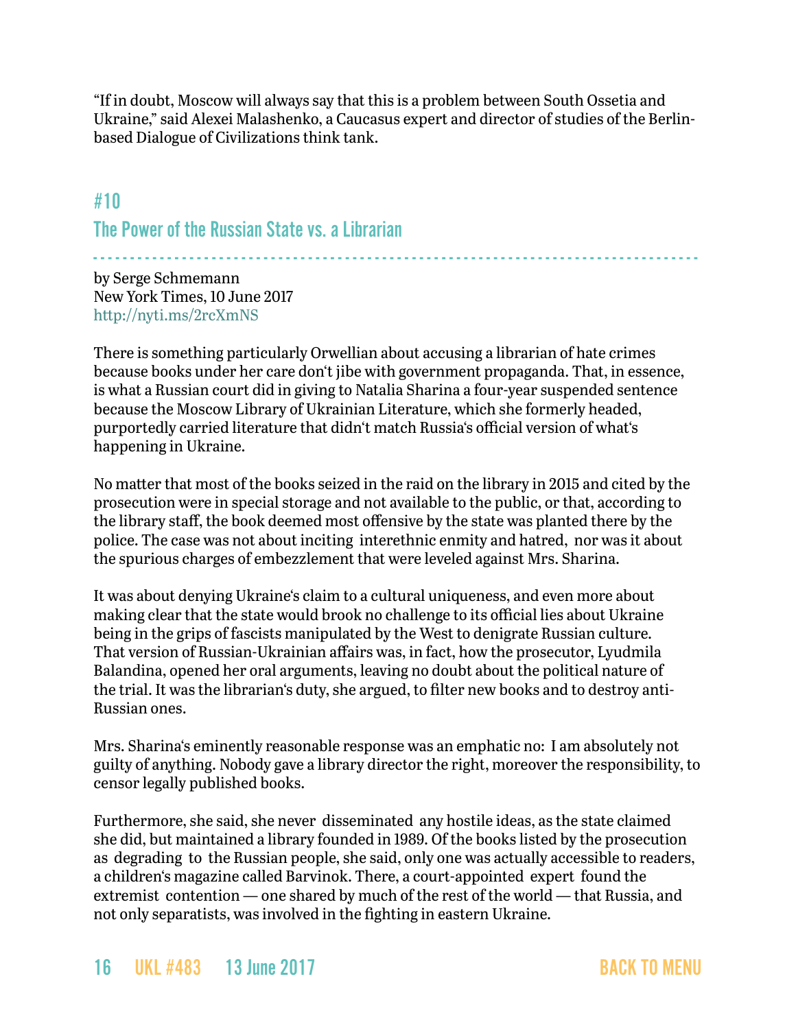"If in doubt, Moscow will always say that this is a problem between South Ossetia and Ukraine," said Alexei Malashenko, a Caucasus expert and director of studies of the Berlin-based Dialogue of Civilizations think tank.

## #10

## The Power of the Russian State vs. a Librarian

by Serge Schmemann
New York Times, 10 June 2017
http://nyti.ms/2rcXmNS

There is something particularly Orwellian about accusing a librarian of hate crimes because books under her care don't jibe with government propaganda. That, in essence, is what a Russian court did in giving to Natalia Sharina a four-year suspended sentence because the Moscow Library of Ukrainian Literature, which she formerly headed, purportedly carried literature that didn't match Russia's official version of what's happening in Ukraine.

No matter that most of the books seized in the raid on the library in 2015 and cited by the prosecution were in special storage and not available to the public, or that, according to the library staff, the book deemed most offensive by the state was planted there by the police. The case was not about inciting interethnic enmity and hatred, nor was it about the spurious charges of embezzlement that were leveled against Mrs. Sharina.

It was about denying Ukraine's claim to a cultural uniqueness, and even more about making clear that the state would brook no challenge to its official lies about Ukraine being in the grips of fascists manipulated by the West to denigrate Russian culture. That version of Russian-Ukrainian affairs was, in fact, how the prosecutor, Lyudmila Balandina, opened her oral arguments, leaving no doubt about the political nature of the trial. It was the librarian's duty, she argued, to filter new books and to destroy anti-Russian ones.

Mrs. Sharina's eminently reasonable response was an emphatic no: I am absolutely not guilty of anything. Nobody gave a library director the right, moreover the responsibility, to censor legally published books.

Furthermore, she said, she never disseminated any hostile ideas, as the state claimed she did, but maintained a library founded in 1989. Of the books listed by the prosecution as degrading to the Russian people, she said, only one was actually accessible to readers, a children's magazine called Barvinok. There, a court-appointed expert found the extremist contention — one shared by much of the rest of the world — that Russia, and not only separatists, was involved in the fighting in eastern Ukraine.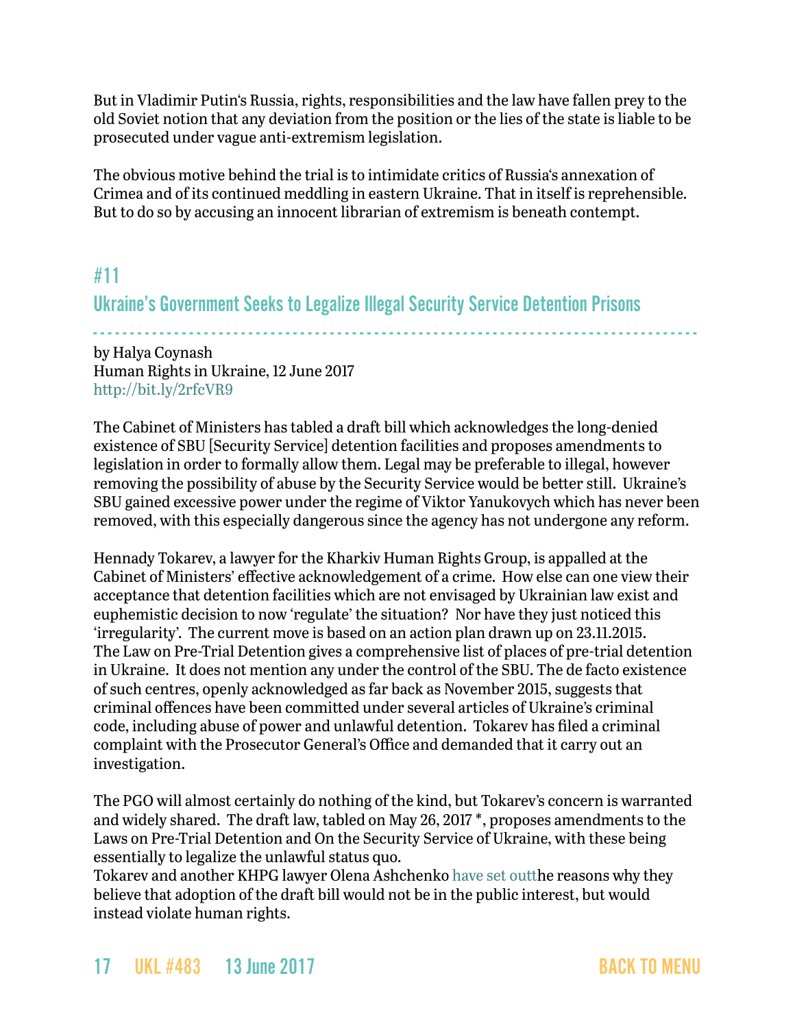But in Vladimir Putin's Russia, rights, responsibilities and the law have fallen prey to the old Soviet notion that any deviation from the position or the lies of the state is liable to be prosecuted under vague anti-extremism legislation.

The obvious motive behind the trial is to intimidate critics of Russia's annexation of Crimea and of its continued meddling in eastern Ukraine. That in itself is reprehensible. But to do so by accusing an innocent librarian of extremism is beneath contempt.

## #11

## Ukraine's Government Seeks to Legalize Illegal Security Service Detention Prisons

by Halya Coynash
Human Rights in Ukraine, 12 June 2017
http://bit.ly/2rfcVR9

The Cabinet of Ministers has tabled a draft bill which acknowledges the long-denied existence of SBU [Security Service] detention facilities and proposes amendments to legislation in order to formally allow them. Legal may be preferable to illegal, however removing the possibility of abuse by the Security Service would be better still. Ukraine's SBU gained excessive power under the regime of Viktor Yanukovych which has never been removed, with this especially dangerous since the agency has not undergone any reform.

Hennady Tokarev, a lawyer for the Kharkiv Human Rights Group, is appalled at the Cabinet of Ministers' effective acknowledgement of a crime. How else can one view their acceptance that detention facilities which are not envisaged by Ukrainian law exist and euphemistic decision to now 'regulate' the situation? Nor have they just noticed this 'irregularity'. The current move is based on an action plan drawn up on 23.11.2015. The Law on Pre-Trial Detention gives a comprehensive list of places of pre-trial detention in Ukraine. It does not mention any under the control of the SBU. The de facto existence of such centres, openly acknowledged as far back as November 2015, suggests that criminal offences have been committed under several articles of Ukraine's criminal code, including abuse of power and unlawful detention. Tokarev has filed a criminal complaint with the Prosecutor General's Office and demanded that it carry out an investigation.

The PGO will almost certainly do nothing of the kind, but Tokarev's concern is warranted and widely shared. The draft law, tabled on May 26, 2017 *, proposes amendments to the Laws on Pre-Trial Detention and On the Security Service of Ukraine, with these being essentially to legalize the unlawful status quo.
Tokarev and another KHPG lawyer Olena Ashchenko have set outthe reasons why they believe that adoption of the draft bill would not be in the public interest, but would instead violate human rights.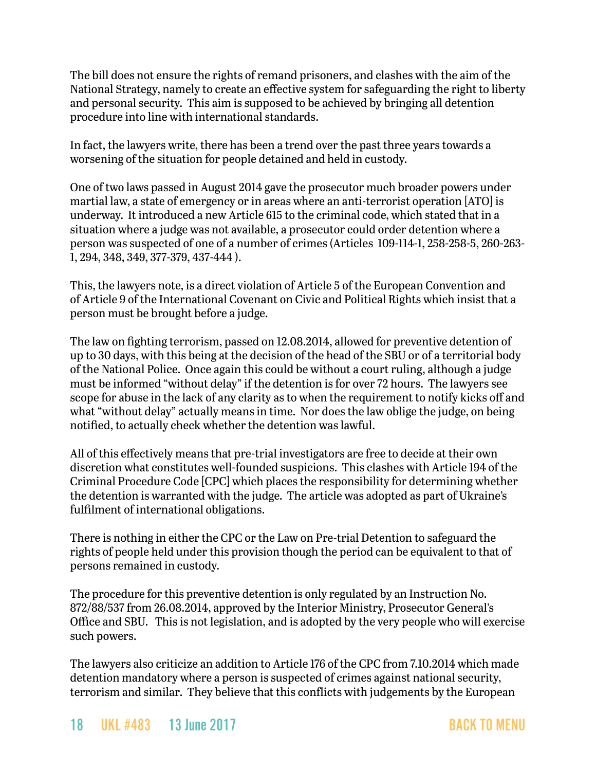The bill does not ensure the rights of remand prisoners, and clashes with the aim of the National Strategy, namely to create an effective system for safeguarding the right to liberty and personal security. This aim is supposed to be achieved by bringing all detention procedure into line with international standards.

In fact, the lawyers write, there has been a trend over the past three years towards a worsening of the situation for people detained and held in custody.

One of two laws passed in August 2014 gave the prosecutor much broader powers under martial law, a state of emergency or in areas where an anti-terrorist operation [ATO] is underway. It introduced a new Article 615 to the criminal code, which stated that in a situation where a judge was not available, a prosecutor could order detention where a person was suspected of one of a number of crimes (Articles 109-114-1, 258-258-5, 260-263-1, 294, 348, 349, 377-379, 437-444 ).

This, the lawyers note, is a direct violation of Article 5 of the European Convention and of Article 9 of the International Covenant on Civic and Political Rights which insist that a person must be brought before a judge.

The law on fighting terrorism, passed on 12.08.2014, allowed for preventive detention of up to 30 days, with this being at the decision of the head of the SBU or of a territorial body of the National Police. Once again this could be without a court ruling, although a judge must be informed "without delay" if the detention is for over 72 hours. The lawyers see scope for abuse in the lack of any clarity as to when the requirement to notify kicks off and what "without delay" actually means in time. Nor does the law oblige the judge, on being notified, to actually check whether the detention was lawful.

All of this effectively means that pre-trial investigators are free to decide at their own discretion what constitutes well-founded suspicions. This clashes with Article 194 of the Criminal Procedure Code [CPC] which places the responsibility for determining whether the detention is warranted with the judge. The article was adopted as part of Ukraine's fulfilment of international obligations.

There is nothing in either the CPC or the Law on Pre-trial Detention to safeguard the rights of people held under this provision though the period can be equivalent to that of persons remained in custody.

The procedure for this preventive detention is only regulated by an Instruction No. 872/88/537 from 26.08.2014, approved by the Interior Ministry, Prosecutor General's Office and SBU. This is not legislation, and is adopted by the very people who will exercise such powers.

The lawyers also criticize an addition to Article 176 of the CPC from 7.10.2014 which made detention mandatory where a person is suspected of crimes against national security, terrorism and similar. They believe that this conflicts with judgements by the European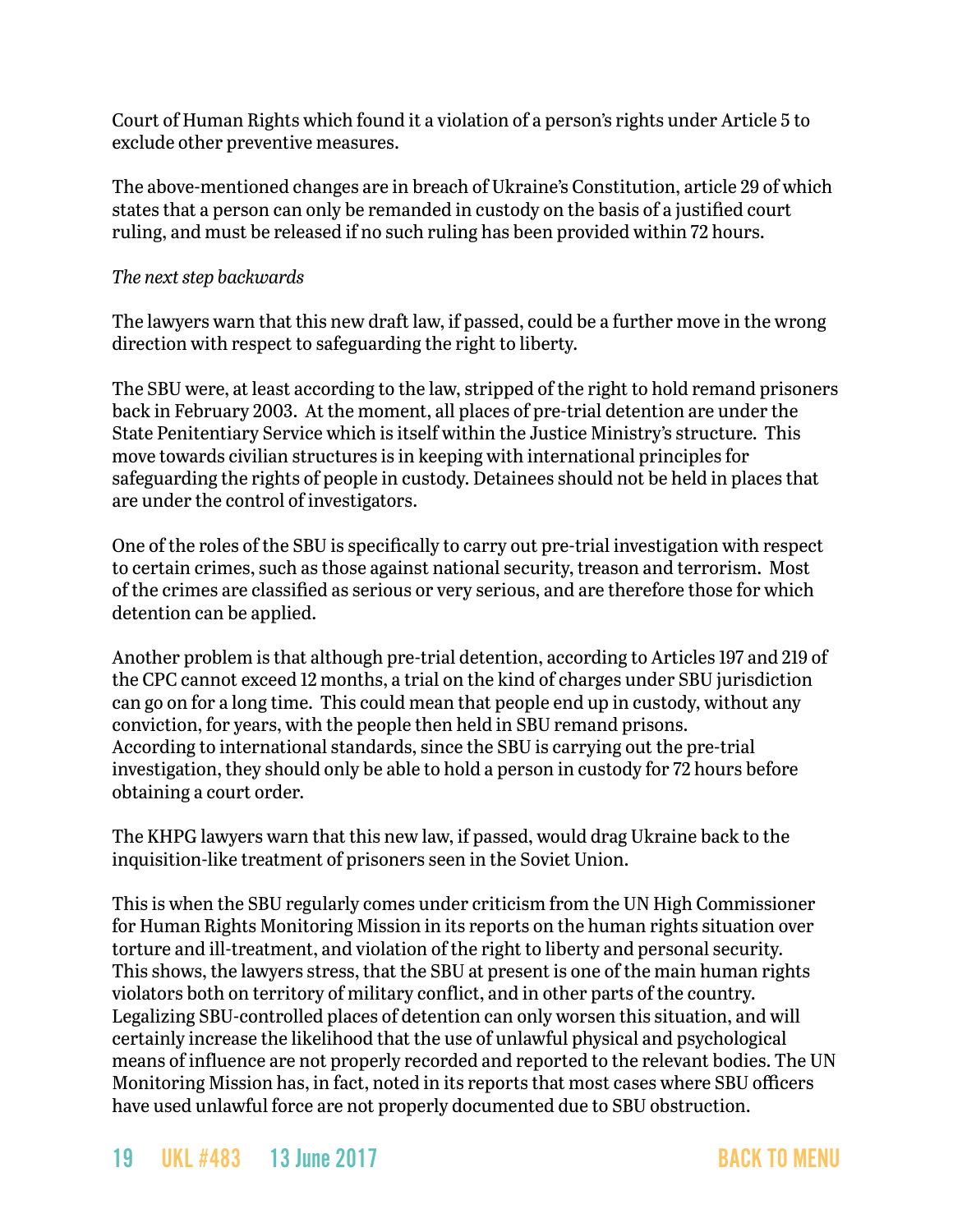Court of Human Rights which found it a violation of a person's rights under Article 5 to exclude other preventive measures.

The above-mentioned changes are in breach of Ukraine's Constitution, article 29 of which states that a person can only be remanded in custody on the basis of a justified court ruling, and must be released if no such ruling has been provided within 72 hours.

*The next step backwards*

The lawyers warn that this new draft law, if passed, could be a further move in the wrong direction with respect to safeguarding the right to liberty.

The SBU were, at least according to the law, stripped of the right to hold remand prisoners back in February 2003. At the moment, all places of pre-trial detention are under the State Penitentiary Service which is itself within the Justice Ministry's structure. This move towards civilian structures is in keeping with international principles for safeguarding the rights of people in custody. Detainees should not be held in places that are under the control of investigators.

One of the roles of the SBU is specifically to carry out pre-trial investigation with respect to certain crimes, such as those against national security, treason and terrorism. Most of the crimes are classified as serious or very serious, and are therefore those for which detention can be applied.

Another problem is that although pre-trial detention, according to Articles 197 and 219 of the CPC cannot exceed 12 months, a trial on the kind of charges under SBU jurisdiction can go on for a long time. This could mean that people end up in custody, without any conviction, for years, with the people then held in SBU remand prisons.
According to international standards, since the SBU is carrying out the pre-trial investigation, they should only be able to hold a person in custody for 72 hours before obtaining a court order.

The KHPG lawyers warn that this new law, if passed, would drag Ukraine back to the inquisition-like treatment of prisoners seen in the Soviet Union.

This is when the SBU regularly comes under criticism from the UN High Commissioner for Human Rights Monitoring Mission in its reports on the human rights situation over torture and ill-treatment, and violation of the right to liberty and personal security. This shows, the lawyers stress, that the SBU at present is one of the main human rights violators both on territory of military conflict, and in other parts of the country. Legalizing SBU-controlled places of detention can only worsen this situation, and will certainly increase the likelihood that the use of unlawful physical and psychological means of influence are not properly recorded and reported to the relevant bodies. The UN Monitoring Mission has, in fact, noted in its reports that most cases where SBU officers have used unlawful force are not properly documented due to SBU obstruction.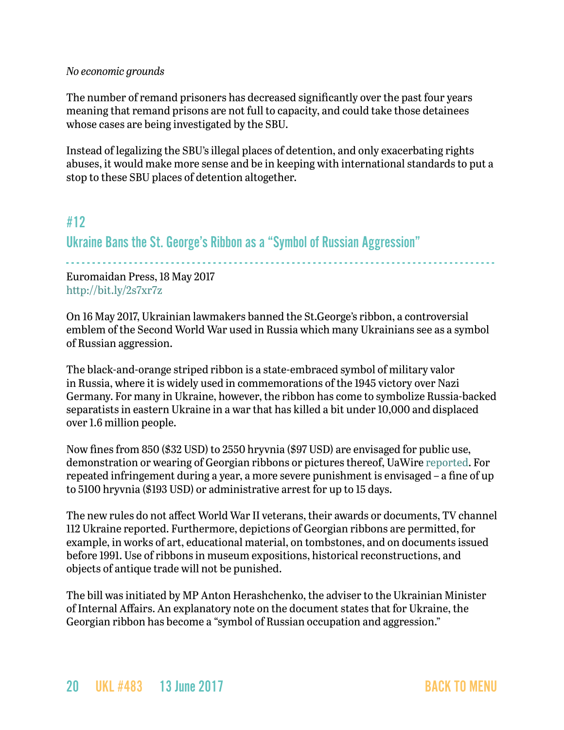*No economic grounds*

The number of remand prisoners has decreased significantly over the past four years meaning that remand prisons are not full to capacity, and could take those detainees whose cases are being investigated by the SBU.

Instead of legalizing the SBU's illegal places of detention, and only exacerbating rights abuses, it would make more sense and be in keeping with international standards to put a stop to these SBU places of detention altogether.

## #12

## Ukraine Bans the St. George's Ribbon as a "Symbol of Russian Aggression"

Euromaidan Press, 18 May 2017
http://bit.ly/2s7xr7z

On 16 May 2017, Ukrainian lawmakers banned the St.George's ribbon, a controversial emblem of the Second World War used in Russia which many Ukrainians see as a symbol of Russian aggression.

The black-and-orange striped ribbon is a state-embraced symbol of military valor in Russia, where it is widely used in commemorations of the 1945 victory over Nazi Germany. For many in Ukraine, however, the ribbon has come to symbolize Russia-backed separatists in eastern Ukraine in a war that has killed a bit under 10,000 and displaced over 1.6 million people.

Now fines from 850 ($32 USD) to 2550 hryvnia ($97 USD) are envisaged for public use, demonstration or wearing of Georgian ribbons or pictures thereof, UaWire reported. For repeated infringement during a year, a more severe punishment is envisaged – a fine of up to 5100 hryvnia ($193 USD) or administrative arrest for up to 15 days.

The new rules do not affect World War II veterans, their awards or documents, TV channel 112 Ukraine reported. Furthermore, depictions of Georgian ribbons are permitted, for example, in works of art, educational material, on tombstones, and on documents issued before 1991. Use of ribbons in museum expositions, historical reconstructions, and objects of antique trade will not be punished.

The bill was initiated by MP Anton Herashchenko, the adviser to the Ukrainian Minister of Internal Affairs. An explanatory note on the document states that for Ukraine, the Georgian ribbon has become a "symbol of Russian occupation and aggression."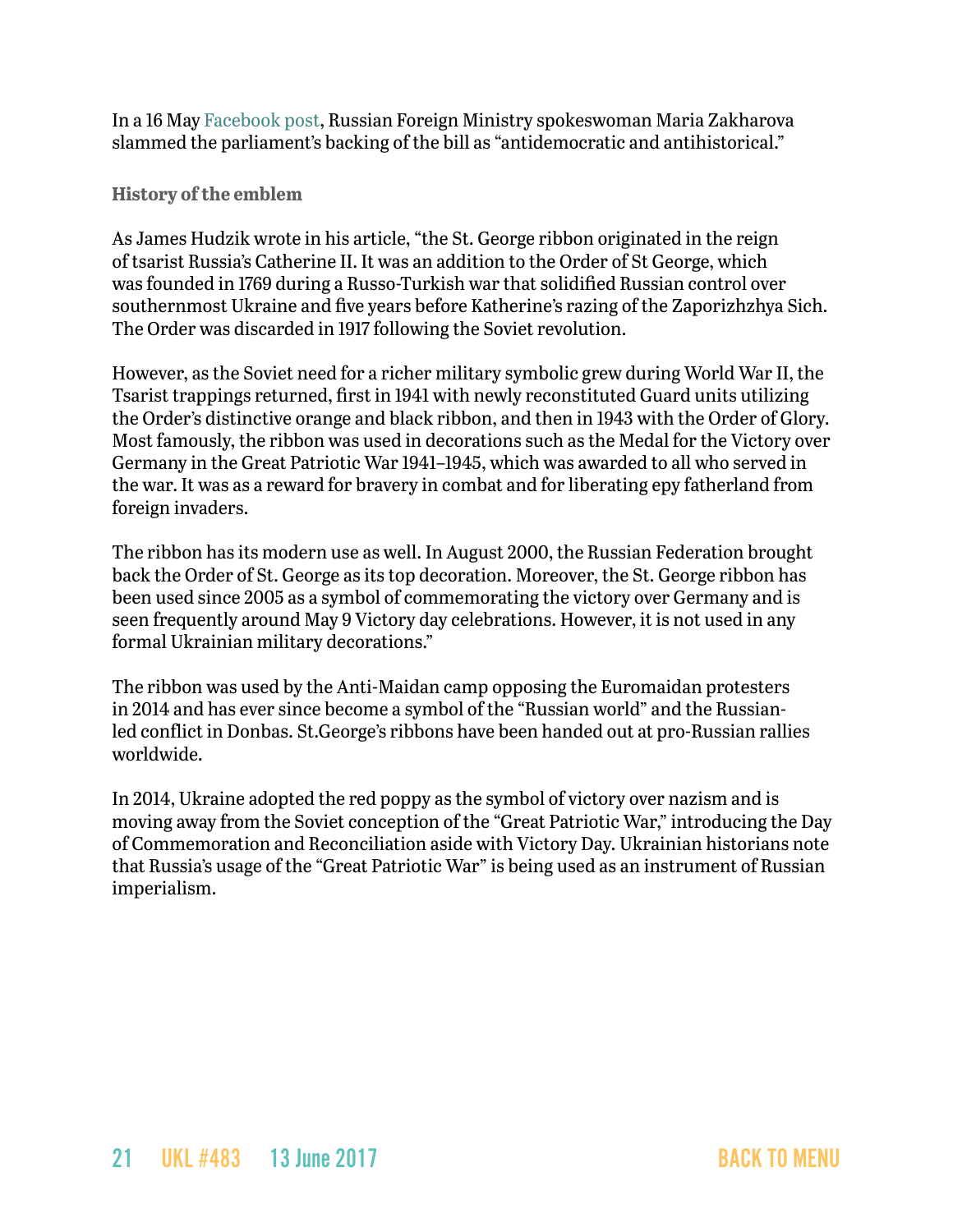In a 16 May Facebook post, Russian Foreign Ministry spokeswoman Maria Zakharova slammed the parliament's backing of the bill as "antidemocratic and antihistorical."

### History of the emblem

As James Hudzik wrote in his article, "the St. George ribbon originated in the reign of tsarist Russia's Catherine II. It was an addition to the Order of St George, which was founded in 1769 during a Russo-Turkish war that solidified Russian control over southernmost Ukraine and five years before Katherine's razing of the Zaporizhzhya Sich. The Order was discarded in 1917 following the Soviet revolution.

However, as the Soviet need for a richer military symbolic grew during World War II, the Tsarist trappings returned, first in 1941 with newly reconstituted Guard units utilizing the Order's distinctive orange and black ribbon, and then in 1943 with the Order of Glory. Most famously, the ribbon was used in decorations such as the Medal for the Victory over Germany in the Great Patriotic War 1941–1945, which was awarded to all who served in the war. It was as a reward for bravery in combat and for liberating epy fatherland from foreign invaders.

The ribbon has its modern use as well. In August 2000, the Russian Federation brought back the Order of St. George as its top decoration. Moreover, the St. George ribbon has been used since 2005 as a symbol of commemorating the victory over Germany and is seen frequently around May 9 Victory day celebrations. However, it is not used in any formal Ukrainian military decorations."

The ribbon was used by the Anti-Maidan camp opposing the Euromaidan protesters in 2014 and has ever since become a symbol of the "Russian world" and the Russian-led conflict in Donbas. St.George's ribbons have been handed out at pro-Russian rallies worldwide.

In 2014, Ukraine adopted the red poppy as the symbol of victory over nazism and is moving away from the Soviet conception of the "Great Patriotic War," introducing the Day of Commemoration and Reconciliation aside with Victory Day. Ukrainian historians note that Russia's usage of the "Great Patriotic War" is being used as an instrument of Russian imperialism.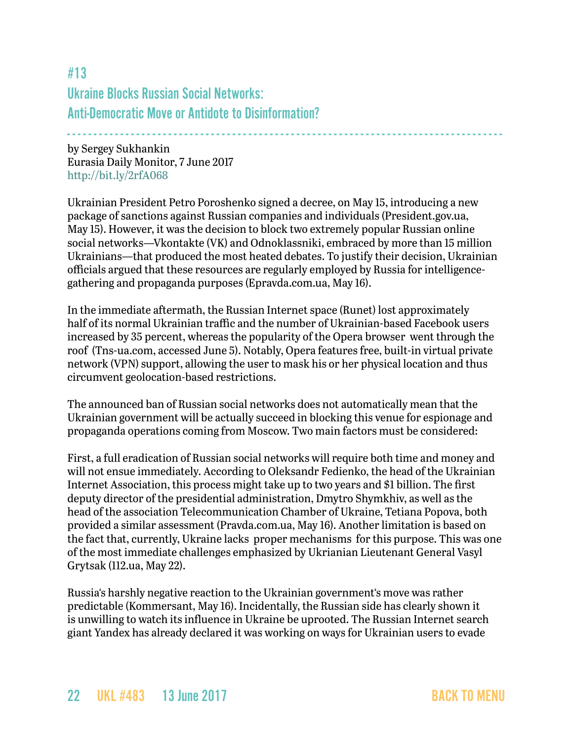## #13
## Ukraine Blocks Russian Social Networks: Anti-Democratic Move or Antidote to Disinformation?

by Sergey Sukhankin
Eurasia Daily Monitor, 7 June 2017
http://bit.ly/2rfA068

Ukrainian President Petro Poroshenko signed a decree, on May 15, introducing a new package of sanctions against Russian companies and individuals (President.gov.ua, May 15). However, it was the decision to block two extremely popular Russian online social networks—Vkontakte (VK) and Odnoklassniki, embraced by more than 15 million Ukrainians—that produced the most heated debates. To justify their decision, Ukrainian officials argued that these resources are regularly employed by Russia for intelligence-gathering and propaganda purposes (Epravda.com.ua, May 16).

In the immediate aftermath, the Russian Internet space (Runet) lost approximately half of its normal Ukrainian traffic and the number of Ukrainian-based Facebook users increased by 35 percent, whereas the popularity of the Opera browser went through the roof (Tns-ua.com, accessed June 5). Notably, Opera features free, built-in virtual private network (VPN) support, allowing the user to mask his or her physical location and thus circumvent geolocation-based restrictions.

The announced ban of Russian social networks does not automatically mean that the Ukrainian government will be actually succeed in blocking this venue for espionage and propaganda operations coming from Moscow. Two main factors must be considered:

First, a full eradication of Russian social networks will require both time and money and will not ensue immediately. According to Oleksandr Fedienko, the head of the Ukrainian Internet Association, this process might take up to two years and $1 billion. The first deputy director of the presidential administration, Dmytro Shymkhiv, as well as the head of the association Telecommunication Chamber of Ukraine, Tetiana Popova, both provided a similar assessment (Pravda.com.ua, May 16). Another limitation is based on the fact that, currently, Ukraine lacks proper mechanisms for this purpose. This was one of the most immediate challenges emphasized by Ukrianian Lieutenant General Vasyl Grytsak (112.ua, May 22).

Russia's harshly negative reaction to the Ukrainian government's move was rather predictable (Kommersant, May 16). Incidentally, the Russian side has clearly shown it is unwilling to watch its influence in Ukraine be uprooted. The Russian Internet search giant Yandex has already declared it was working on ways for Ukrainian users to evade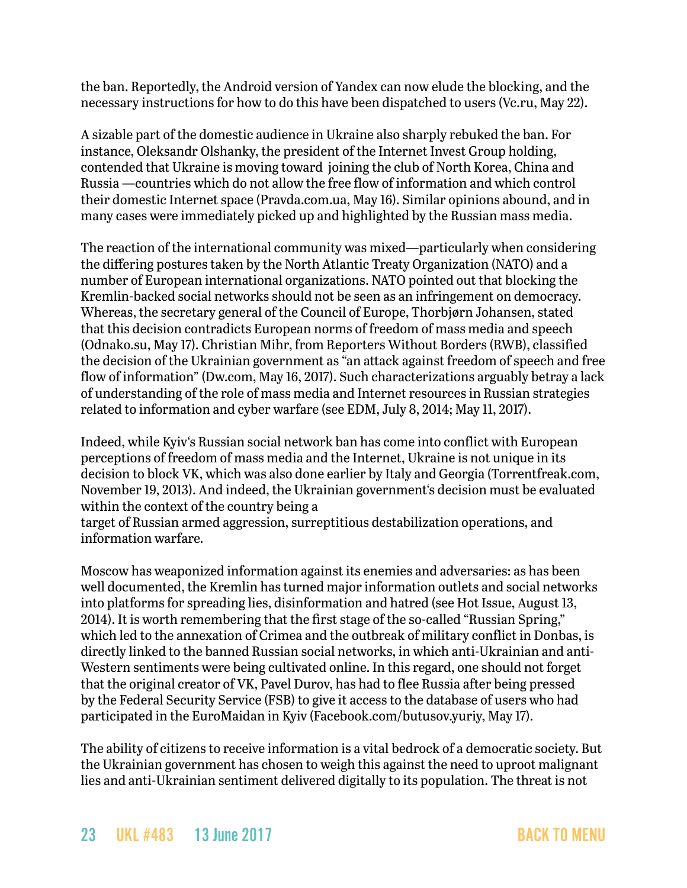the ban. Reportedly, the Android version of Yandex can now elude the blocking, and the necessary instructions for how to do this have been dispatched to users (Vc.ru, May 22).

A sizable part of the domestic audience in Ukraine also sharply rebuked the ban. For instance, Oleksandr Olshanky, the president of the Internet Invest Group holding, contended that Ukraine is moving toward joining the club of North Korea, China and Russia —countries which do not allow the free flow of information and which control their domestic Internet space (Pravda.com.ua, May 16). Similar opinions abound, and in many cases were immediately picked up and highlighted by the Russian mass media.

The reaction of the international community was mixed—particularly when considering the differing postures taken by the North Atlantic Treaty Organization (NATO) and a number of European international organizations. NATO pointed out that blocking the Kremlin-backed social networks should not be seen as an infringement on democracy. Whereas, the secretary general of the Council of Europe, Thorbjørn Johansen, stated that this decision contradicts European norms of freedom of mass media and speech (Odnako.su, May 17). Christian Mihr, from Reporters Without Borders (RWB), classified the decision of the Ukrainian government as "an attack against freedom of speech and free flow of information" (Dw.com, May 16, 2017). Such characterizations arguably betray a lack of understanding of the role of mass media and Internet resources in Russian strategies related to information and cyber warfare (see EDM, July 8, 2014; May 11, 2017).

Indeed, while Kyiv's Russian social network ban has come into conflict with European perceptions of freedom of mass media and the Internet, Ukraine is not unique in its decision to block VK, which was also done earlier by Italy and Georgia (Torrentfreak.com, November 19, 2013). And indeed, the Ukrainian government's decision must be evaluated within the context of the country being a target of Russian armed aggression, surreptitious destabilization operations, and information warfare.

Moscow has weaponized information against its enemies and adversaries: as has been well documented, the Kremlin has turned major information outlets and social networks into platforms for spreading lies, disinformation and hatred (see Hot Issue, August 13, 2014). It is worth remembering that the first stage of the so-called "Russian Spring," which led to the annexation of Crimea and the outbreak of military conflict in Donbas, is directly linked to the banned Russian social networks, in which anti-Ukrainian and anti-Western sentiments were being cultivated online. In this regard, one should not forget that the original creator of VK, Pavel Durov, has had to flee Russia after being pressed by the Federal Security Service (FSB) to give it access to the database of users who had participated in the EuroMaidan in Kyiv (Facebook.com/butusov.yuriy, May 17).

The ability of citizens to receive information is a vital bedrock of a democratic society. But the Ukrainian government has chosen to weigh this against the need to uproot malignant lies and anti-Ukrainian sentiment delivered digitally to its population. The threat is not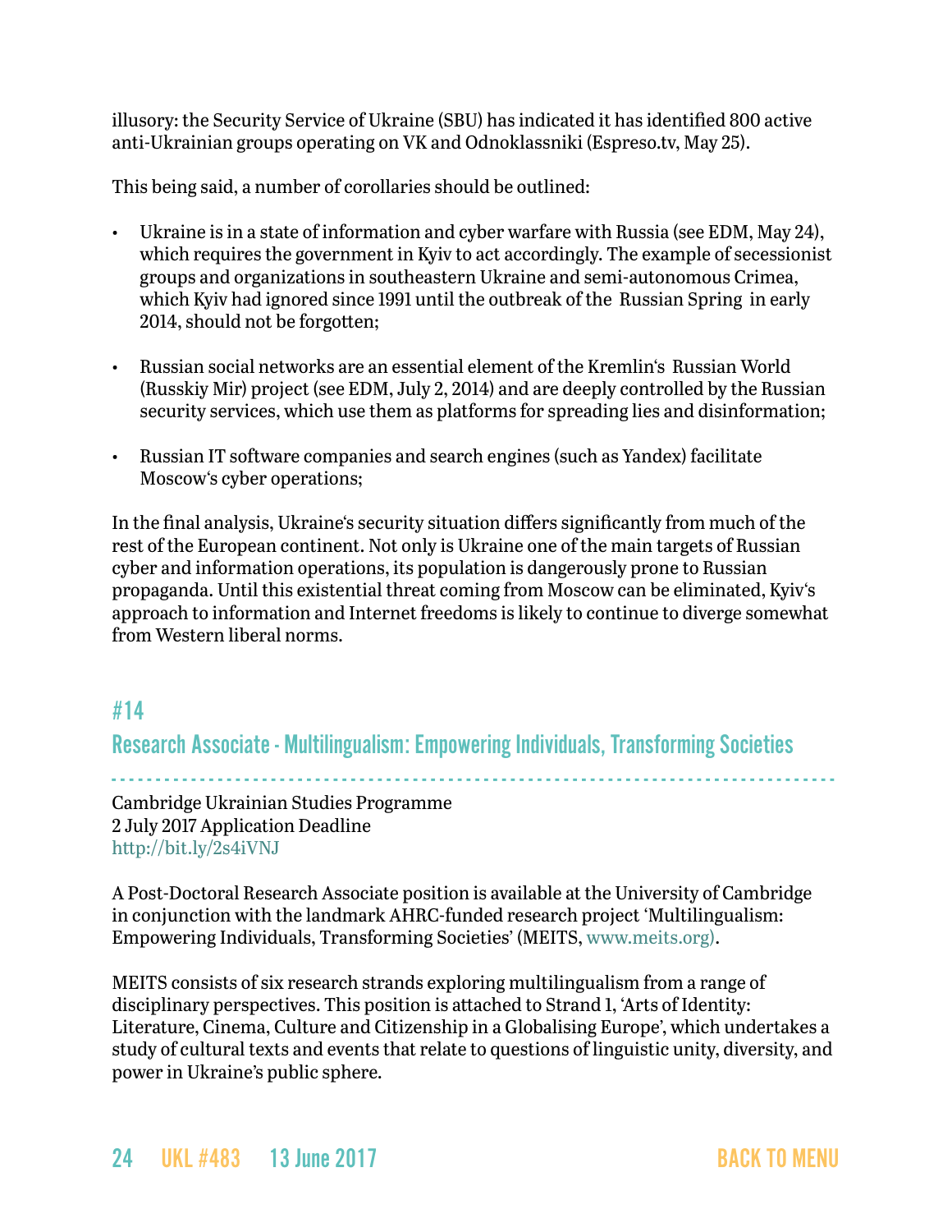illusory: the Security Service of Ukraine (SBU) has indicated it has identified 800 active anti-Ukrainian groups operating on VK and Odnoklassniki (Espreso.tv, May 25).

This being said, a number of corollaries should be outlined:

- Ukraine is in a state of information and cyber warfare with Russia (see EDM, May 24), which requires the government in Kyiv to act accordingly. The example of secessionist groups and organizations in southeastern Ukraine and semi-autonomous Crimea, which Kyiv had ignored since 1991 until the outbreak of the  Russian Spring  in early 2014, should not be forgotten;
- Russian social networks are an essential element of the Kremlin's  Russian World (Russkiy Mir) project (see EDM, July 2, 2014) and are deeply controlled by the Russian security services, which use them as platforms for spreading lies and disinformation;
- Russian IT software companies and search engines (such as Yandex) facilitate Moscow's cyber operations;

In the final analysis, Ukraine's security situation differs significantly from much of the rest of the European continent. Not only is Ukraine one of the main targets of Russian cyber and information operations, its population is dangerously prone to Russian propaganda. Until this existential threat coming from Moscow can be eliminated, Kyiv's approach to information and Internet freedoms is likely to continue to diverge somewhat from Western liberal norms.

## #14
## Research Associate - Multilingualism: Empowering Individuals, Transforming Societies

Cambridge Ukrainian Studies Programme
2 July 2017 Application Deadline
http://bit.ly/2s4iVNJ

A Post-Doctoral Research Associate position is available at the University of Cambridge in conjunction with the landmark AHRC-funded research project 'Multilingualism: Empowering Individuals, Transforming Societies' (MEITS, www.meits.org).

MEITS consists of six research strands exploring multilingualism from a range of disciplinary perspectives. This position is attached to Strand 1, 'Arts of Identity: Literature, Cinema, Culture and Citizenship in a Globalising Europe', which undertakes a study of cultural texts and events that relate to questions of linguistic unity, diversity, and power in Ukraine's public sphere.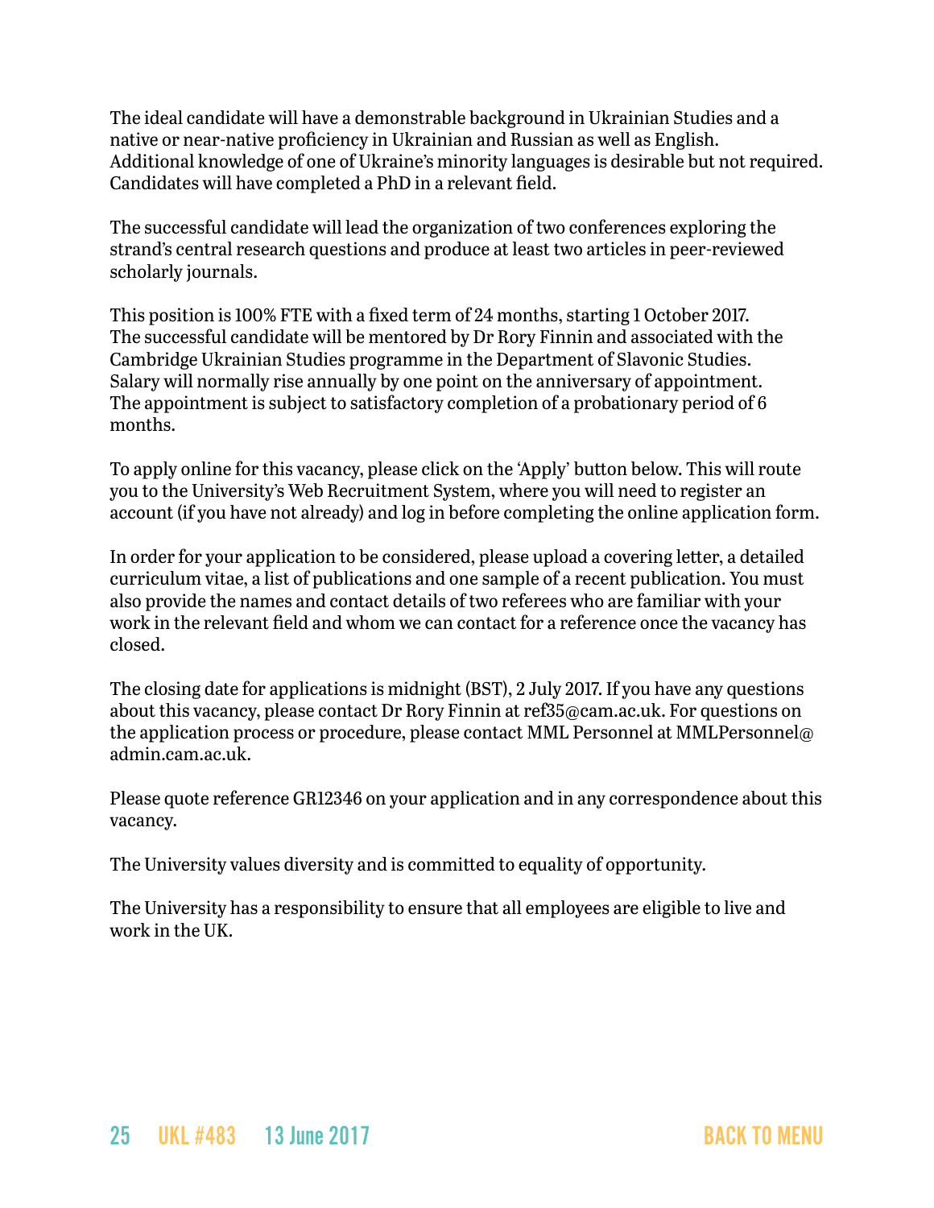The ideal candidate will have a demonstrable background in Ukrainian Studies and a native or near-native proficiency in Ukrainian and Russian as well as English. Additional knowledge of one of Ukraine's minority languages is desirable but not required. Candidates will have completed a PhD in a relevant field.

The successful candidate will lead the organization of two conferences exploring the strand's central research questions and produce at least two articles in peer-reviewed scholarly journals.

This position is 100% FTE with a fixed term of 24 months, starting 1 October 2017. The successful candidate will be mentored by Dr Rory Finnin and associated with the Cambridge Ukrainian Studies programme in the Department of Slavonic Studies. Salary will normally rise annually by one point on the anniversary of appointment. The appointment is subject to satisfactory completion of a probationary period of 6 months.

To apply online for this vacancy, please click on the 'Apply' button below. This will route you to the University's Web Recruitment System, where you will need to register an account (if you have not already) and log in before completing the online application form.

In order for your application to be considered, please upload a covering letter, a detailed curriculum vitae, a list of publications and one sample of a recent publication. You must also provide the names and contact details of two referees who are familiar with your work in the relevant field and whom we can contact for a reference once the vacancy has closed.

The closing date for applications is midnight (BST), 2 July 2017. If you have any questions about this vacancy, please contact Dr Rory Finnin at ref35@cam.ac.uk. For questions on the application process or procedure, please contact MML Personnel at MMLPersonnel@admin.cam.ac.uk.

Please quote reference GR12346 on your application and in any correspondence about this vacancy.

The University values diversity and is committed to equality of opportunity.

The University has a responsibility to ensure that all employees are eligible to live and work in the UK.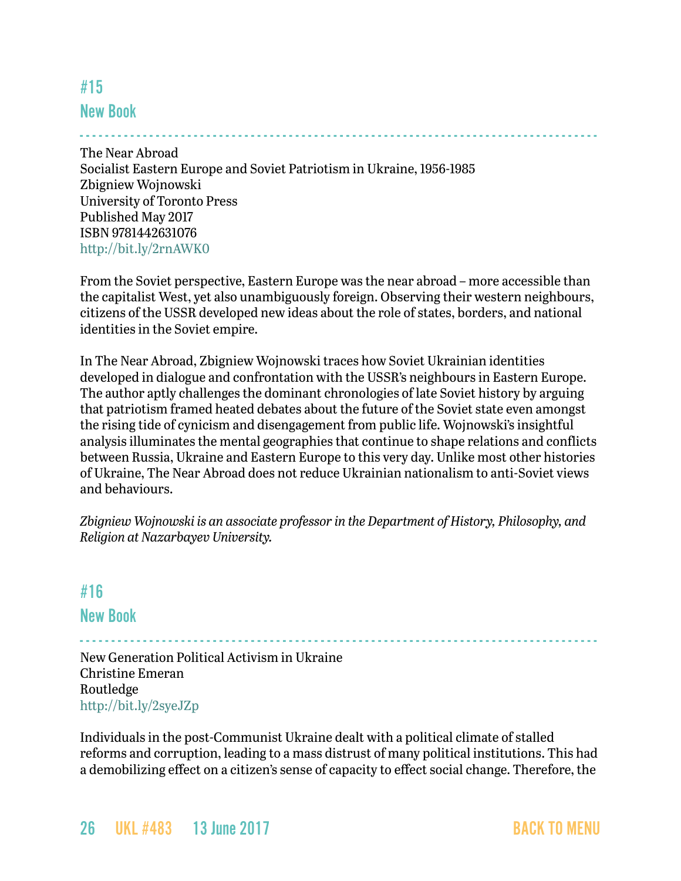## #15

### New Book

The Near Abroad
Socialist Eastern Europe and Soviet Patriotism in Ukraine, 1956-1985
Zbigniew Wojnowski
University of Toronto Press
Published May 2017
ISBN 9781442631076
http://bit.ly/2rnAWK0

From the Soviet perspective, Eastern Europe was the near abroad – more accessible than the capitalist West, yet also unambiguously foreign. Observing their western neighbours, citizens of the USSR developed new ideas about the role of states, borders, and national identities in the Soviet empire.

In The Near Abroad, Zbigniew Wojnowski traces how Soviet Ukrainian identities developed in dialogue and confrontation with the USSR's neighbours in Eastern Europe. The author aptly challenges the dominant chronologies of late Soviet history by arguing that patriotism framed heated debates about the future of the Soviet state even amongst the rising tide of cynicism and disengagement from public life. Wojnowski's insightful analysis illuminates the mental geographies that continue to shape relations and conflicts between Russia, Ukraine and Eastern Europe to this very day. Unlike most other histories of Ukraine, The Near Abroad does not reduce Ukrainian nationalism to anti-Soviet views and behaviours.

*Zbigniew Wojnowski is an associate professor in the Department of History, Philosophy, and Religion at Nazarbayev University.*

## #16

### New Book

New Generation Political Activism in Ukraine
Christine Emeran
Routledge
http://bit.ly/2syeJZp

Individuals in the post-Communist Ukraine dealt with a political climate of stalled reforms and corruption, leading to a mass distrust of many political institutions. This had a demobilizing effect on a citizen's sense of capacity to effect social change. Therefore, the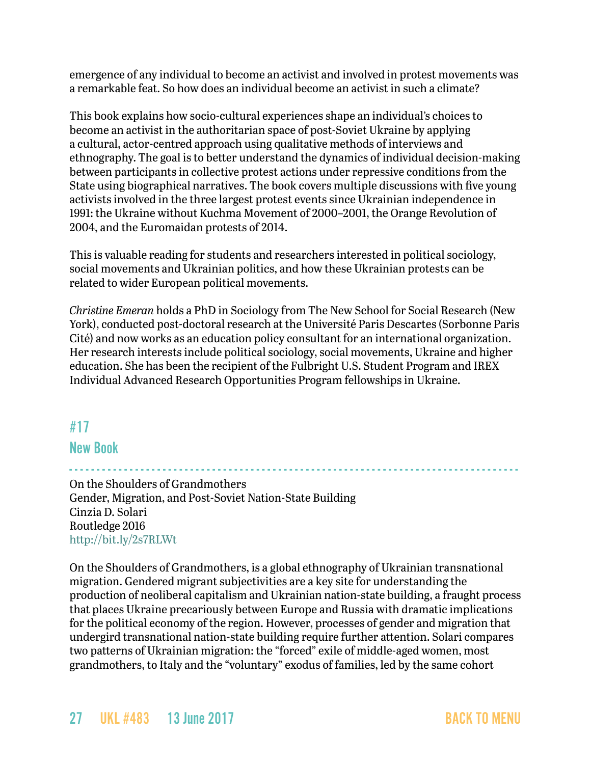emergence of any individual to become an activist and involved in protest movements was a remarkable feat. So how does an individual become an activist in such a climate?

This book explains how socio-cultural experiences shape an individual's choices to become an activist in the authoritarian space of post-Soviet Ukraine by applying a cultural, actor-centred approach using qualitative methods of interviews and ethnography. The goal is to better understand the dynamics of individual decision-making between participants in collective protest actions under repressive conditions from the State using biographical narratives. The book covers multiple discussions with five young activists involved in the three largest protest events since Ukrainian independence in 1991: the Ukraine without Kuchma Movement of 2000–2001, the Orange Revolution of 2004, and the Euromaidan protests of 2014.

This is valuable reading for students and researchers interested in political sociology, social movements and Ukrainian politics, and how these Ukrainian protests can be related to wider European political movements.

*Christine Emeran* holds a PhD in Sociology from The New School for Social Research (New York), conducted post-doctoral research at the Université Paris Descartes (Sorbonne Paris Cité) and now works as an education policy consultant for an international organization. Her research interests include political sociology, social movements, Ukraine and higher education. She has been the recipient of the Fulbright U.S. Student Program and IREX Individual Advanced Research Opportunities Program fellowships in Ukraine.

## #17

## New Book

On the Shoulders of Grandmothers
Gender, Migration, and Post-Soviet Nation-State Building
Cinzia D. Solari
Routledge 2016
http://bit.ly/2s7RLWt

On the Shoulders of Grandmothers, is a global ethnography of Ukrainian transnational migration. Gendered migrant subjectivities are a key site for understanding the production of neoliberal capitalism and Ukrainian nation-state building, a fraught process that places Ukraine precariously between Europe and Russia with dramatic implications for the political economy of the region. However, processes of gender and migration that undergird transnational nation-state building require further attention. Solari compares two patterns of Ukrainian migration: the "forced" exile of middle-aged women, most grandmothers, to Italy and the "voluntary" exodus of families, led by the same cohort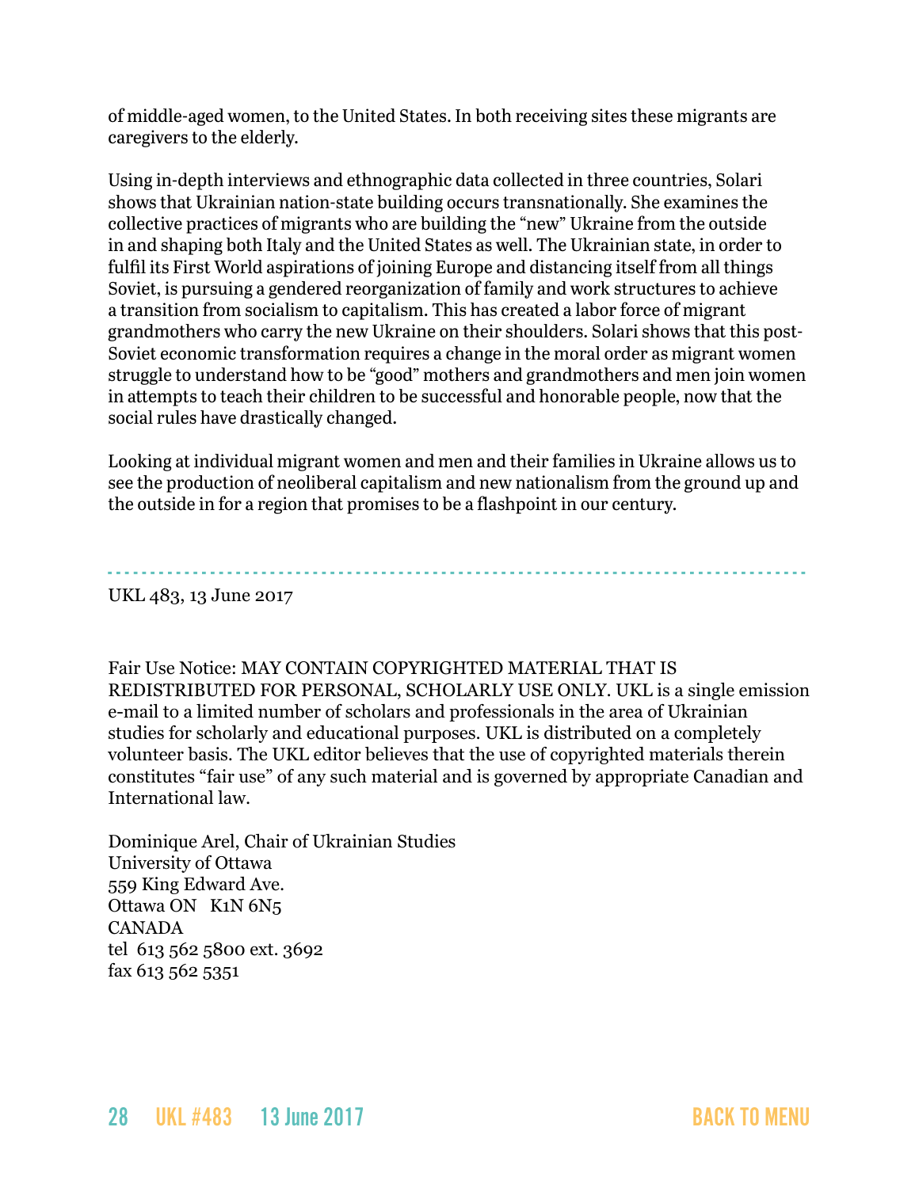of middle-aged women, to the United States. In both receiving sites these migrants are caregivers to the elderly.

Using in-depth interviews and ethnographic data collected in three countries, Solari shows that Ukrainian nation-state building occurs transnationally. She examines the collective practices of migrants who are building the "new" Ukraine from the outside in and shaping both Italy and the United States as well. The Ukrainian state, in order to fulfil its First World aspirations of joining Europe and distancing itself from all things Soviet, is pursuing a gendered reorganization of family and work structures to achieve a transition from socialism to capitalism. This has created a labor force of migrant grandmothers who carry the new Ukraine on their shoulders. Solari shows that this post-Soviet economic transformation requires a change in the moral order as migrant women struggle to understand how to be "good" mothers and grandmothers and men join women in attempts to teach their children to be successful and honorable people, now that the social rules have drastically changed.

Looking at individual migrant women and men and their families in Ukraine allows us to see the production of neoliberal capitalism and new nationalism from the ground up and the outside in for a region that promises to be a flashpoint in our century.

---

UKL 483, 13 June 2017

Fair Use Notice: MAY CONTAIN COPYRIGHTED MATERIAL THAT IS REDISTRIBUTED FOR PERSONAL, SCHOLARLY USE ONLY. UKL is a single emission e-mail to a limited number of scholars and professionals in the area of Ukrainian studies for scholarly and educational purposes. UKL is distributed on a completely volunteer basis. The UKL editor believes that the use of copyrighted materials therein constitutes "fair use" of any such material and is governed by appropriate Canadian and International law.

Dominique Arel, Chair of Ukrainian Studies
University of Ottawa
559 King Edward Ave.
Ottawa ON K1N 6N5
CANADA
tel 613 562 5800 ext. 3692
fax 613 562 5351